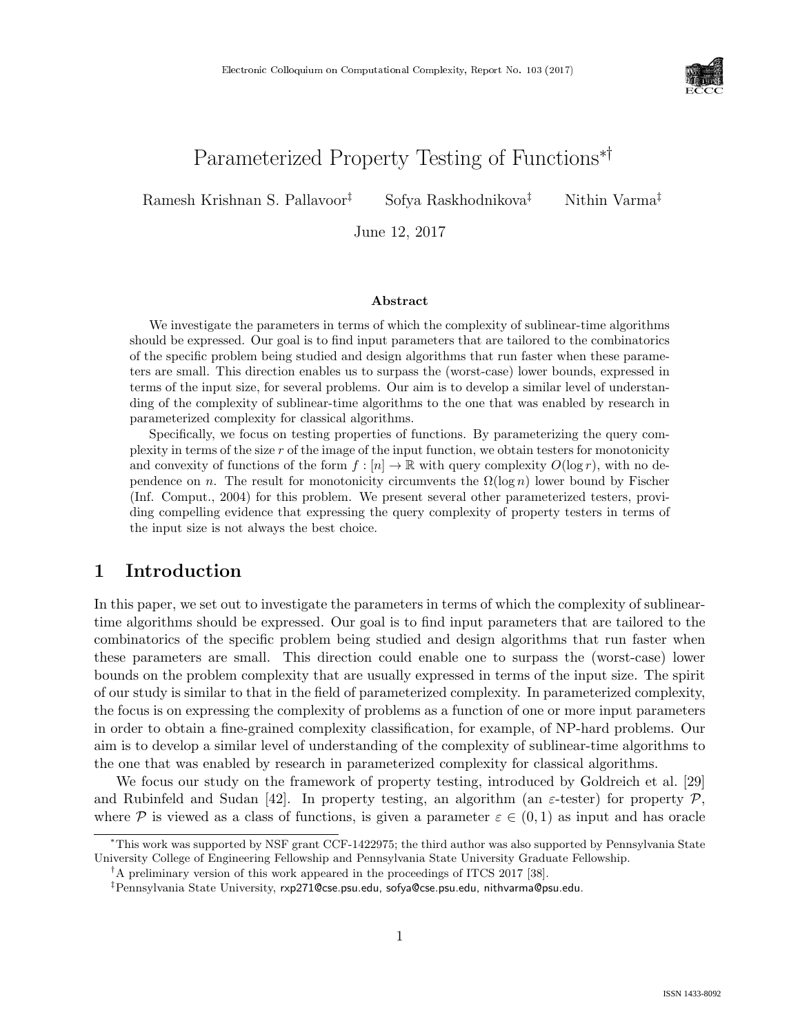# Parameterized Property Testing of Functions[*][†]

Ramesh Krishnan S. Pallavoor[‡] Sofya Raskhodnikova[‡] Nithin Varma[‡]

June 12, 2017

### Abstract

We investigate the parameters in terms of which the complexity of sublinear-time algorithms should be expressed. Our goal is to find input parameters that are tailored to the combinatorics of the specific problem being studied and design algorithms that run faster when these parameters are small. This direction enables us to surpass the (worst-case) lower bounds, expressed in terms of the input size, for several problems. Our aim is to develop a similar level of understanding of the complexity of sublinear-time algorithms to the one that was enabled by research in parameterized complexity for classical algorithms.

Specifically, we focus on testing properties of functions. By parameterizing the query complexity in terms of the size $r$ of the image of the input function, we obtain testers for monotonicity and convexity of functions of the form $f : [n] \to \mathbb{R}$ with query complexity $O(\log r)$, with no dependence on $n$. The result for monotonicity circumvents the $\Omega(\log n)$ lower bound by Fischer (Inf. Comput., 2004) for this problem. We present several other parameterized testers, providing compelling evidence that expressing the query complexity of property testers in terms of the input size is not always the best choice.

## 1 Introduction

In this paper, we set out to investigate the parameters in terms of which the complexity of sublinear-time algorithms should be expressed. Our goal is to find input parameters that are tailored to the combinatorics of the specific problem being studied and design algorithms that run faster when these parameters are small. This direction could enable one to surpass the (worst-case) lower bounds on the problem complexity that are usually expressed in terms of the input size. The spirit of our study is similar to that in the field of parameterized complexity. In parameterized complexity, the focus is on expressing the complexity of problems as a function of one or more input parameters in order to obtain a fine-grained complexity classification, for example, of NP-hard problems. Our aim is to develop a similar level of understanding of the complexity of sublinear-time algorithms to the one that was enabled by research in parameterized complexity for classical algorithms.

We focus our study on the framework of property testing, introduced by Goldreich et al. [29] and Rubinfeld and Sudan [42]. In property testing, an algorithm (an $\varepsilon$-tester) for property $\mathcal{P}$, where $\mathcal{P}$ is viewed as a class of functions, is given a parameter $\varepsilon \in (0, 1)$ as input and has oracle

---

[*] This work was supported by NSF grant CCF-1422975; the third author was also supported by Pennsylvania State University College of Engineering Fellowship and Pennsylvania State University Graduate Fellowship.

[†] A preliminary version of this work appeared in the proceedings of ITCS 2017 [38].

[‡] Pennsylvania State University, rxp271@cse.psu.edu, sofya@cse.psu.edu, nithvarma@psu.edu.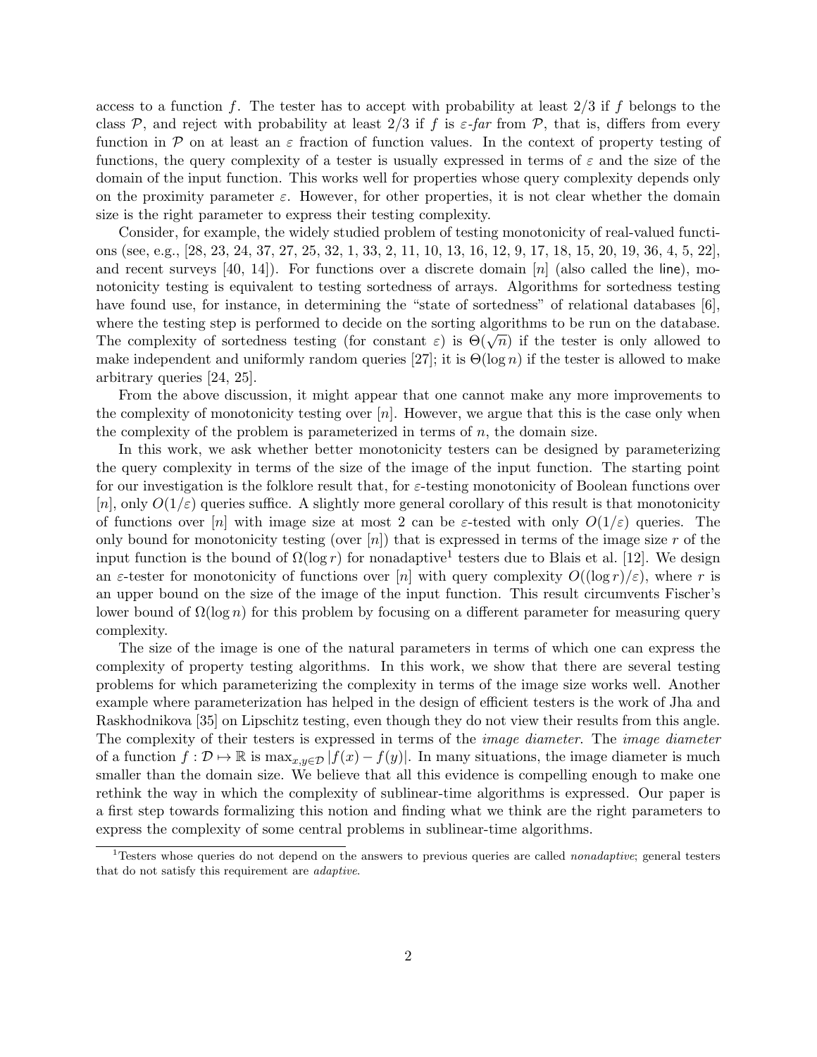access to a function $f$. The tester has to accept with probability at least $2/3$ if $f$ belongs to the class $\mathcal{P}$, and reject with probability at least $2/3$ if $f$ is $\varepsilon$-*far* from $\mathcal{P}$, that is, differs from every function in $\mathcal{P}$ on at least an $\varepsilon$ fraction of function values. In the context of property testing of functions, the query complexity of a tester is usually expressed in terms of $\varepsilon$ and the size of the domain of the input function. This works well for properties whose query complexity depends only on the proximity parameter $\varepsilon$. However, for other properties, it is not clear whether the domain size is the right parameter to express their testing complexity.

Consider, for example, the widely studied problem of testing monotonicity of real-valued functions (see, e.g., [28, 23, 24, 37, 27, 25, 32, 1, 33, 2, 11, 10, 13, 16, 12, 9, 17, 18, 15, 20, 19, 36, 4, 5, 22], and recent surveys [40, 14]). For functions over a discrete domain $[n]$ (also called the line), monotonicity testing is equivalent to testing sortedness of arrays. Algorithms for sortedness testing have found use, for instance, in determining the "state of sortedness" of relational databases [6], where the testing step is performed to decide on the sorting algorithms to be run on the database. The complexity of sortedness testing (for constant $\varepsilon$) is $\Theta(\sqrt{n})$ if the tester is only allowed to make independent and uniformly random queries [27]; it is $\Theta(\log n)$ if the tester is allowed to make arbitrary queries [24, 25].

From the above discussion, it might appear that one cannot make any more improvements to the complexity of monotonicity testing over $[n]$. However, we argue that this is the case only when the complexity of the problem is parameterized in terms of $n$, the domain size.

In this work, we ask whether better monotonicity testers can be designed by parameterizing the query complexity in terms of the size of the image of the input function. The starting point for our investigation is the folklore result that, for $\varepsilon$-testing monotonicity of Boolean functions over $[n]$, only $O(1/\varepsilon)$ queries suffice. A slightly more general corollary of this result is that monotonicity of functions over $[n]$ with image size at most 2 can be $\varepsilon$-tested with only $O(1/\varepsilon)$ queries. The only bound for monotonicity testing (over $[n]$) that is expressed in terms of the image size $r$ of the input function is the bound of $\Omega(\log r)$ for nonadaptive[1] testers due to Blais et al. [12]. We design an $\varepsilon$-tester for monotonicity of functions over $[n]$ with query complexity $O((\log r)/\varepsilon)$, where $r$ is an upper bound on the size of the image of the input function. This result circumvents Fischer's lower bound of $\Omega(\log n)$ for this problem by focusing on a different parameter for measuring query complexity.

The size of the image is one of the natural parameters in terms of which one can express the complexity of property testing algorithms. In this work, we show that there are several testing problems for which parameterizing the complexity in terms of the image size works well. Another example where parameterization has helped in the design of efficient testers is the work of Jha and Raskhodnikova [35] on Lipschitz testing, even though they do not view their results from this angle. The complexity of their testers is expressed in terms of the *image diameter*. The *image diameter* of a function $f : \mathcal{D} \mapsto \mathbb{R}$ is $\max_{x,y\in\mathcal{D}} |f(x) - f(y)|$. In many situations, the image diameter is much smaller than the domain size. We believe that all this evidence is compelling enough to make one rethink the way in which the complexity of sublinear-time algorithms is expressed. Our paper is a first step towards formalizing this notion and finding what we think are the right parameters to express the complexity of some central problems in sublinear-time algorithms.

[1] Testers whose queries do not depend on the answers to previous queries are called *nonadaptive*; general testers that do not satisfy this requirement are *adaptive*.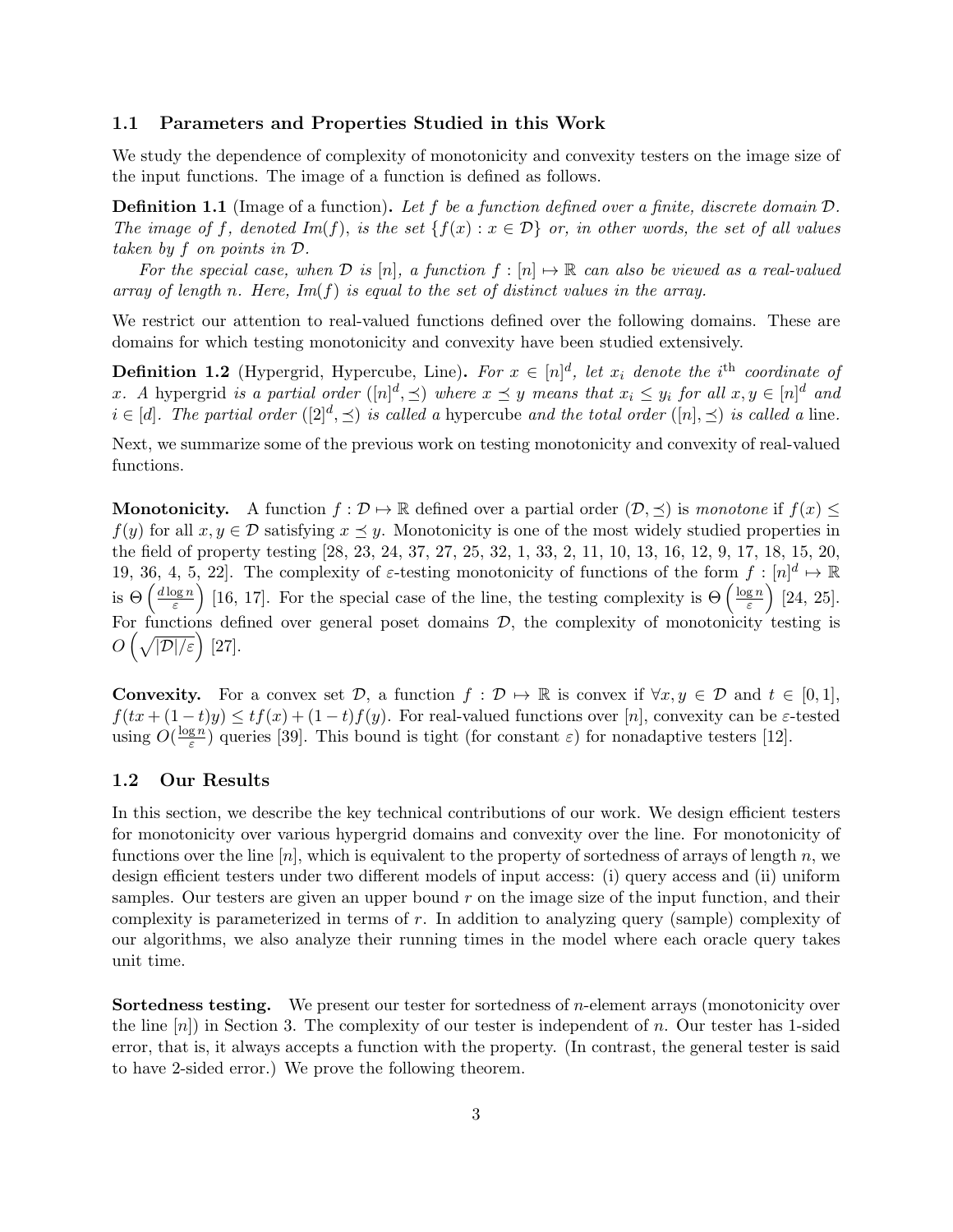### 1.1 Parameters and Properties Studied in this Work

We study the dependence of complexity of monotonicity and convexity testers on the image size of the input functions. The image of a function is defined as follows.

**Definition 1.1** (Image of a function). *Let $f$ be a function defined over a finite, discrete domain $\mathcal{D}$. The image of $f$, denoted $Im(f)$, is the set $\{f(x) : x \in \mathcal{D}\}$ or, in other words, the set of all values taken by $f$ on points in $\mathcal{D}$.*

*For the special case, when $\mathcal{D}$ is $[n]$, a function $f : [n] \mapsto \mathbb{R}$ can also be viewed as a real-valued array of length $n$. Here, $Im(f)$ is equal to the set of distinct values in the array.*

We restrict our attention to real-valued functions defined over the following domains. These are domains for which testing monotonicity and convexity have been studied extensively.

**Definition 1.2** (Hypergrid, Hypercube, Line). *For $x \in [n]^d$, let $x_i$ denote the $i^{\text{th}}$ coordinate of $x$. A* hypergrid *is a partial order $([n]^d, \preceq)$ where $x \preceq y$ means that $x_i \leq y_i$ for all $x, y \in [n]^d$ and $i \in [d]$. The partial order $([2]^d, \preceq)$ is called a* hypercube *and the total order $([n], \preceq)$ is called a* line.

Next, we summarize some of the previous work on testing monotonicity and convexity of real-valued functions.

**Monotonicity.** A function $f : \mathcal{D} \mapsto \mathbb{R}$ defined over a partial order $(\mathcal{D}, \preceq)$ is *monotone* if $f(x) \leq f(y)$ for all $x, y \in \mathcal{D}$ satisfying $x \preceq y$. Monotonicity is one of the most widely studied properties in the field of property testing [28, 23, 24, 37, 27, 25, 32, 1, 33, 2, 11, 10, 13, 16, 12, 9, 17, 18, 15, 20, 19, 36, 4, 5, 22]. The complexity of $\varepsilon$-testing monotonicity of functions of the form $f : [n]^d \mapsto \mathbb{R}$ is $\Theta\left(\frac{d \log n}{\varepsilon}\right)$ [16, 17]. For the special case of the line, the testing complexity is $\Theta\left(\frac{\log n}{\varepsilon}\right)$ [24, 25]. For functions defined over general poset domains $\mathcal{D}$, the complexity of monotonicity testing is $O\left(\sqrt{|\mathcal{D}|/\varepsilon}\right)$ [27].

**Convexity.** For a convex set $\mathcal{D}$, a function $f : \mathcal{D} \mapsto \mathbb{R}$ is convex if $\forall x, y \in \mathcal{D}$ and $t \in [0, 1]$, $f(tx + (1-t)y) \leq tf(x) + (1-t)f(y)$. For real-valued functions over $[n]$, convexity can be $\varepsilon$-tested using $O(\frac{\log n}{\varepsilon})$ queries [39]. This bound is tight (for constant $\varepsilon$) for nonadaptive testers [12].

### 1.2 Our Results

In this section, we describe the key technical contributions of our work. We design efficient testers for monotonicity over various hypergrid domains and convexity over the line. For monotonicity of functions over the line $[n]$, which is equivalent to the property of sortedness of arrays of length $n$, we design efficient testers under two different models of input access: (i) query access and (ii) uniform samples. Our testers are given an upper bound $r$ on the image size of the input function, and their complexity is parameterized in terms of $r$. In addition to analyzing query (sample) complexity of our algorithms, we also analyze their running times in the model where each oracle query takes unit time.

**Sortedness testing.** We present our tester for sortedness of $n$-element arrays (monotonicity over the line $[n]$) in Section 3. The complexity of our tester is independent of $n$. Our tester has 1-sided error, that is, it always accepts a function with the property. (In contrast, the general tester is said to have 2-sided error.) We prove the following theorem.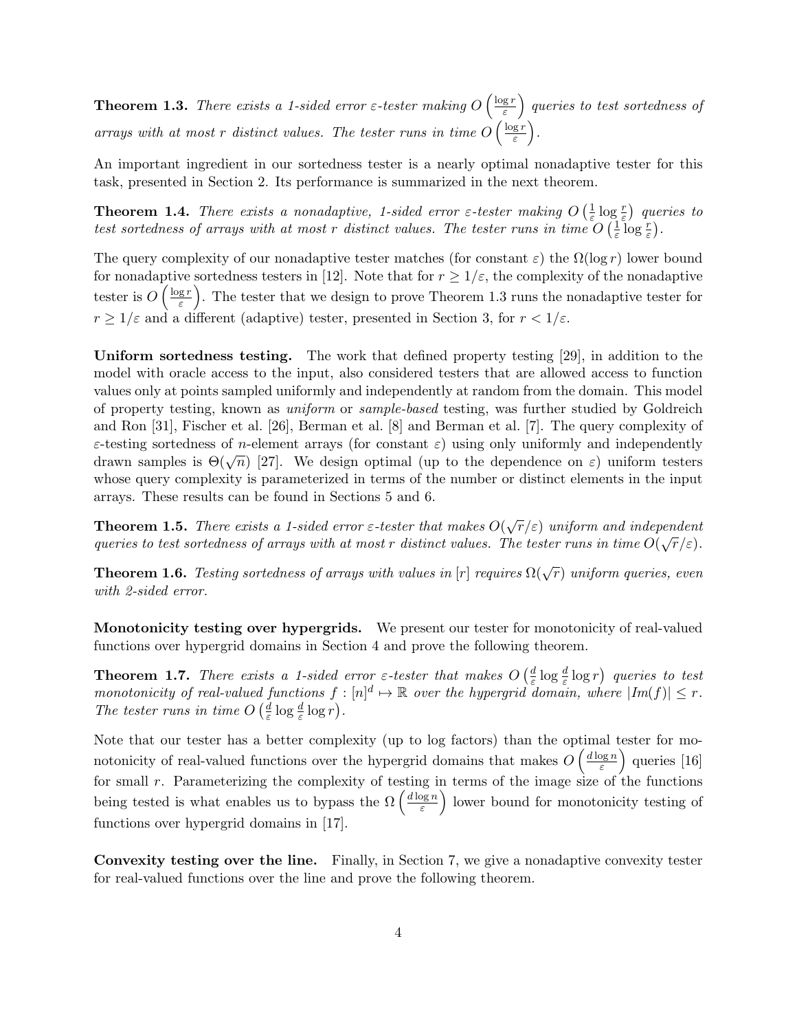**Theorem 1.3.** *There exists a 1-sided error $\varepsilon$-tester making $O\left(\frac{\log r}{\varepsilon}\right)$ queries to test sortedness of arrays with at most $r$ distinct values. The tester runs in time $O\left(\frac{\log r}{\varepsilon}\right)$.*

An important ingredient in our sortedness tester is a nearly optimal nonadaptive tester for this task, presented in Section 2. Its performance is summarized in the next theorem.

**Theorem 1.4.** *There exists a nonadaptive, 1-sided error $\varepsilon$-tester making $O\left(\frac{1}{\varepsilon}\log\frac{r}{\varepsilon}\right)$ queries to test sortedness of arrays with at most $r$ distinct values. The tester runs in time $O\left(\frac{1}{\varepsilon}\log\frac{r}{\varepsilon}\right)$.*

The query complexity of our nonadaptive tester matches (for constant $\varepsilon$) the $\Omega(\log r)$ lower bound for nonadaptive sortedness testers in [12]. Note that for $r \geq 1/\varepsilon$, the complexity of the nonadaptive tester is $O\left(\frac{\log r}{\varepsilon}\right)$. The tester that we design to prove Theorem 1.3 runs the nonadaptive tester for $r \geq 1/\varepsilon$ and a different (adaptive) tester, presented in Section 3, for $r < 1/\varepsilon$.

**Uniform sortedness testing.** The work that defined property testing [29], in addition to the model with oracle access to the input, also considered testers that are allowed access to function values only at points sampled uniformly and independently at random from the domain. This model of property testing, known as *uniform* or *sample-based* testing, was further studied by Goldreich and Ron [31], Fischer et al. [26], Berman et al. [8] and Berman et al. [7]. The query complexity of $\varepsilon$-testing sortedness of $n$-element arrays (for constant $\varepsilon$) using only uniformly and independently drawn samples is $\Theta(\sqrt{n})$ [27]. We design optimal (up to the dependence on $\varepsilon$) uniform testers whose query complexity is parameterized in terms of the number or distinct elements in the input arrays. These results can be found in Sections 5 and 6.

**Theorem 1.5.** *There exists a 1-sided error $\varepsilon$-tester that makes $O(\sqrt{r}/\varepsilon)$ uniform and independent queries to test sortedness of arrays with at most $r$ distinct values. The tester runs in time $O(\sqrt{r}/\varepsilon)$.*

**Theorem 1.6.** *Testing sortedness of arrays with values in $[r]$ requires $\Omega(\sqrt{r})$ uniform queries, even with 2-sided error.*

**Monotonicity testing over hypergrids.** We present our tester for monotonicity of real-valued functions over hypergrid domains in Section 4 and prove the following theorem.

**Theorem 1.7.** *There exists a 1-sided error $\varepsilon$-tester that makes $O\left(\frac{d}{\varepsilon}\log\frac{d}{\varepsilon}\log r\right)$ queries to test monotonicity of real-valued functions $f : [n]^d \mapsto \mathbb{R}$ over the hypergrid domain, where $|Im(f)| \leq r$. The tester runs in time $O\left(\frac{d}{\varepsilon}\log\frac{d}{\varepsilon}\log r\right)$.*

Note that our tester has a better complexity (up to log factors) than the optimal tester for monotonicity of real-valued functions over the hypergrid domains that makes $O\left(\frac{d\log n}{\varepsilon}\right)$ queries [16] for small $r$. Parameterizing the complexity of testing in terms of the image size of the functions being tested is what enables us to bypass the $\Omega\left(\frac{d\log n}{\varepsilon}\right)$ lower bound for monotonicity testing of functions over hypergrid domains in [17].

**Convexity testing over the line.** Finally, in Section 7, we give a nonadaptive convexity tester for real-valued functions over the line and prove the following theorem.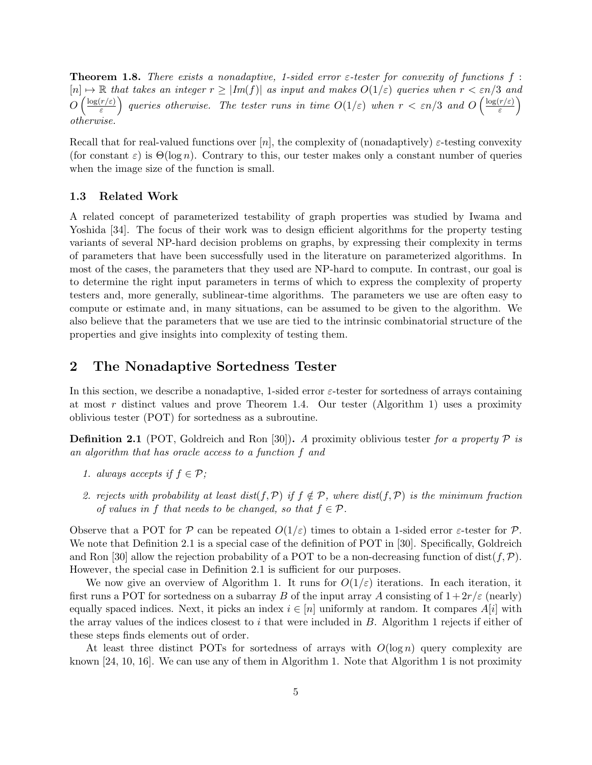**Theorem 1.8.** *There exists a nonadaptive, 1-sided error $\varepsilon$-tester for convexity of functions $f : [n] \mapsto \mathbb{R}$ that takes an integer $r \geq |Im(f)|$ as input and makes $O(1/\varepsilon)$ queries when $r < \varepsilon n/3$ and $O\left(\frac{\log(r/\varepsilon)}{\varepsilon}\right)$ queries otherwise. The tester runs in time $O(1/\varepsilon)$ when $r < \varepsilon n/3$ and $O\left(\frac{\log(r/\varepsilon)}{\varepsilon}\right)$ otherwise.*

Recall that for real-valued functions over $[n]$, the complexity of (nonadaptively) $\varepsilon$-testing convexity (for constant $\varepsilon$) is $\Theta(\log n)$. Contrary to this, our tester makes only a constant number of queries when the image size of the function is small.

### 1.3 Related Work

A related concept of parameterized testability of graph properties was studied by Iwama and Yoshida [34]. The focus of their work was to design efficient algorithms for the property testing variants of several NP-hard decision problems on graphs, by expressing their complexity in terms of parameters that have been successfully used in the literature on parameterized algorithms. In most of the cases, the parameters that they used are NP-hard to compute. In contrast, our goal is to determine the right input parameters in terms of which to express the complexity of property testers and, more generally, sublinear-time algorithms. The parameters we use are often easy to compute or estimate and, in many situations, can be assumed to be given to the algorithm. We also believe that the parameters that we use are tied to the intrinsic combinatorial structure of the properties and give insights into complexity of testing them.

## 2 The Nonadaptive Sortedness Tester

In this section, we describe a nonadaptive, 1-sided error $\varepsilon$-tester for sortedness of arrays containing at most $r$ distinct values and prove Theorem 1.4. Our tester (Algorithm 1) uses a proximity oblivious tester (POT) for sortedness as a subroutine.

**Definition 2.1** (POT, Goldreich and Ron [30])**.** *A* proximity oblivious tester *for a property $\mathcal{P}$ is an algorithm that has oracle access to a function $f$ and*

1. *always accepts if $f \in \mathcal{P}$;*
2. *rejects with probability at least $dist(f, \mathcal{P})$ if $f \notin \mathcal{P}$, where $dist(f, \mathcal{P})$ is the minimum fraction of values in $f$ that needs to be changed, so that $f \in \mathcal{P}$.*

Observe that a POT for $\mathcal{P}$ can be repeated $O(1/\varepsilon)$ times to obtain a 1-sided error $\varepsilon$-tester for $\mathcal{P}$. We note that Definition 2.1 is a special case of the definition of POT in [30]. Specifically, Goldreich and Ron [30] allow the rejection probability of a POT to be a non-decreasing function of $\text{dist}(f, \mathcal{P})$. However, the special case in Definition 2.1 is sufficient for our purposes.

We now give an overview of Algorithm 1. It runs for $O(1/\varepsilon)$ iterations. In each iteration, it first runs a POT for sortedness on a subarray $B$ of the input array $A$ consisting of $1 + 2r/\varepsilon$ (nearly) equally spaced indices. Next, it picks an index $i \in [n]$ uniformly at random. It compares $A[i]$ with the array values of the indices closest to $i$ that were included in $B$. Algorithm 1 rejects if either of these steps finds elements out of order.

At least three distinct POTs for sortedness of arrays with $O(\log n)$ query complexity are known [24, 10, 16]. We can use any of them in Algorithm 1. Note that Algorithm 1 is not proximity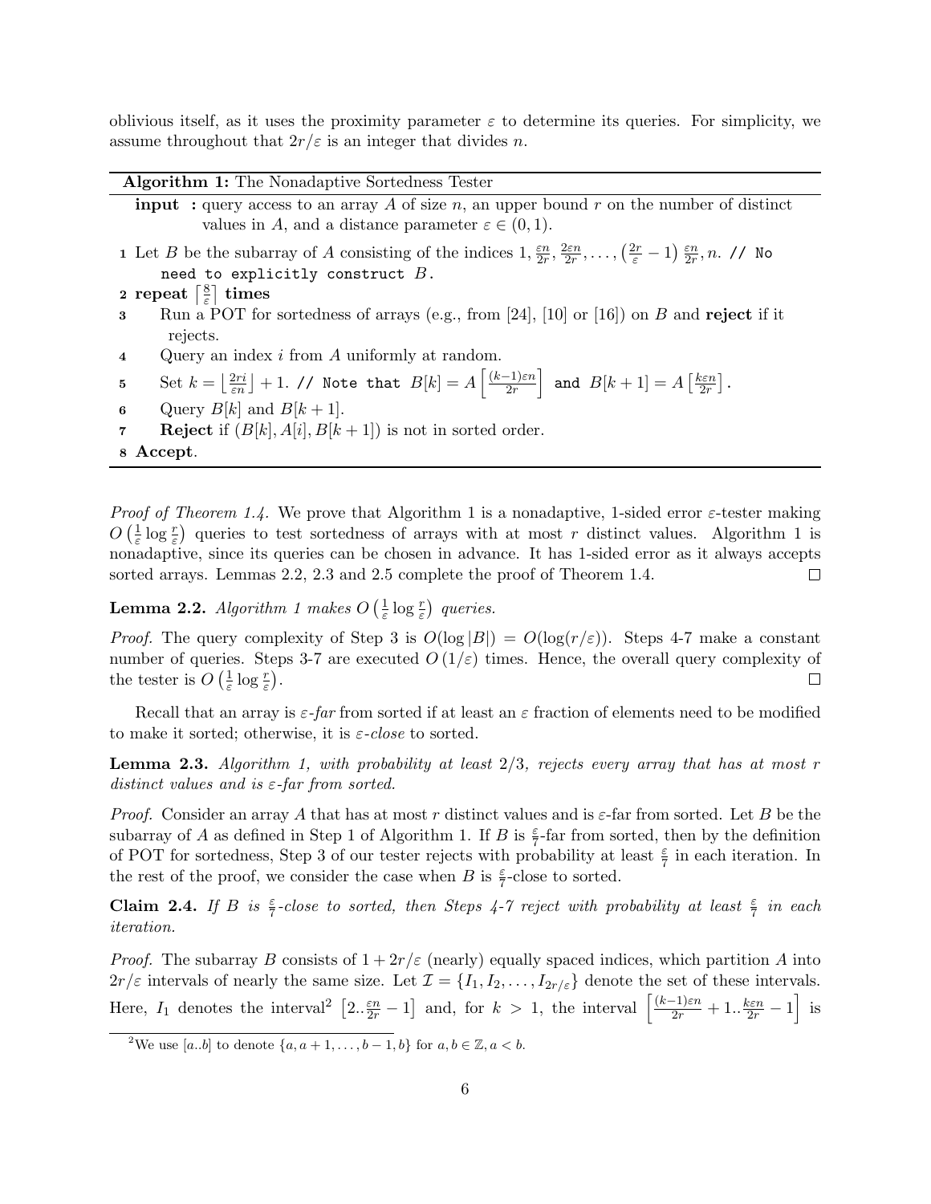oblivious itself, as it uses the proximity parameter $\varepsilon$ to determine its queries. For simplicity, we assume throughout that $2r/\varepsilon$ is an integer that divides $n$.

---

**Algorithm 1:** The Nonadaptive Sortedness Tester

---

**input :** query access to an array $A$ of size $n$, an upper bound $r$ on the number of distinct values in $A$, and a distance parameter $\varepsilon \in (0, 1)$.

1 Let $B$ be the subarray of $A$ consisting of the indices $1, \frac{\varepsilon n}{2r}, \frac{2\varepsilon n}{2r}, \ldots, \left(\frac{2r}{\varepsilon} - 1\right)\frac{\varepsilon n}{2r}, n$. `// No need to explicitly construct B.`

2 **repeat** $\lceil \frac{8}{\varepsilon} \rceil$ **times**

3 Run a POT for sortedness of arrays (e.g., from [24], [10] or [16]) on $B$ and **reject** if it rejects.

4 Query an index $i$ from $A$ uniformly at random.

5 Set $k = \lfloor \frac{2ri}{\varepsilon n} \rfloor + 1$. `// Note that` $B[k] = A\left[\frac{(k-1)\varepsilon n}{2r}\right]$ `and` $B[k+1] = A\left[\frac{k\varepsilon n}{2r}\right]$.

6 Query $B[k]$ and $B[k+1]$.

7 **Reject** if $(B[k], A[i], B[k+1])$ is not in sorted order.

8 **Accept**.

---

*Proof of Theorem 1.4.* We prove that Algorithm 1 is a nonadaptive, 1-sided error $\varepsilon$-tester making $O\left(\frac{1}{\varepsilon}\log\frac{r}{\varepsilon}\right)$ queries to test sortedness of arrays with at most $r$ distinct values. Algorithm 1 is nonadaptive, since its queries can be chosen in advance. It has 1-sided error as it always accepts sorted arrays. Lemmas 2.2, 2.3 and 2.5 complete the proof of Theorem 1.4. □

**Lemma 2.2.** *Algorithm 1 makes $O\left(\frac{1}{\varepsilon}\log\frac{r}{\varepsilon}\right)$ queries.*

*Proof.* The query complexity of Step 3 is $O(\log|B|) = O(\log(r/\varepsilon))$. Steps 4-7 make a constant number of queries. Steps 3-7 are executed $O(1/\varepsilon)$ times. Hence, the overall query complexity of the tester is $O\left(\frac{1}{\varepsilon}\log\frac{r}{\varepsilon}\right)$. □

Recall that an array is *$\varepsilon$-far* from sorted if at least an $\varepsilon$ fraction of elements need to be modified to make it sorted; otherwise, it is *$\varepsilon$-close* to sorted.

**Lemma 2.3.** *Algorithm 1, with probability at least 2/3, rejects every array that has at most $r$ distinct values and is $\varepsilon$-far from sorted.*

*Proof.* Consider an array $A$ that has at most $r$ distinct values and is $\varepsilon$-far from sorted. Let $B$ be the subarray of $A$ as defined in Step 1 of Algorithm 1. If $B$ is $\frac{\varepsilon}{7}$-far from sorted, then by the definition of POT for sortedness, Step 3 of our tester rejects with probability at least $\frac{\varepsilon}{7}$ in each iteration. In the rest of the proof, we consider the case when $B$ is $\frac{\varepsilon}{7}$-close to sorted.

**Claim 2.4.** *If $B$ is $\frac{\varepsilon}{7}$-close to sorted, then Steps 4-7 reject with probability at least $\frac{\varepsilon}{7}$ in each iteration.*

*Proof.* The subarray $B$ consists of $1 + 2r/\varepsilon$ (nearly) equally spaced indices, which partition $A$ into $2r/\varepsilon$ intervals of nearly the same size. Let $\mathcal{I} = \{I_1, I_2, \ldots, I_{2r/\varepsilon}\}$ denote the set of these intervals. Here, $I_1$ denotes the interval[2] $\left[2..\frac{\varepsilon n}{2r} - 1\right]$ and, for $k > 1$, the interval $\left[\frac{(k-1)\varepsilon n}{2r} + 1..\frac{k\varepsilon n}{2r} - 1\right]$ is

[2] We use $[a..b]$ to denote $\{a, a+1, \ldots, b-1, b\}$ for $a, b \in \mathbb{Z}, a < b$.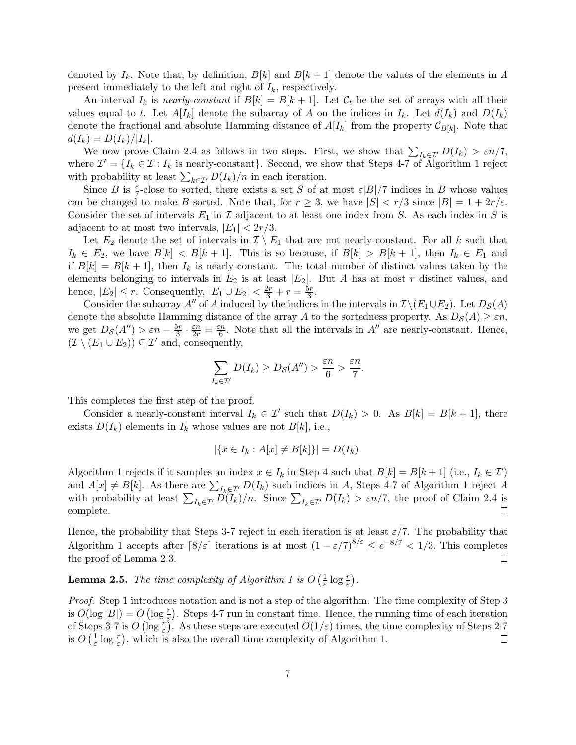denoted by $I_k$. Note that, by definition, $B[k]$ and $B[k+1]$ denote the values of the elements in $A$ present immediately to the left and right of $I_k$, respectively.

An interval $I_k$ is *nearly-constant* if $B[k] = B[k+1]$. Let $\mathcal{C}_t$ be the set of arrays with all their values equal to $t$. Let $A[I_k]$ denote the subarray of $A$ on the indices in $I_k$. Let $d(I_k)$ and $D(I_k)$ denote the fractional and absolute Hamming distance of $A[I_k]$ from the property $\mathcal{C}_{B[k]}$. Note that $d(I_k) = D(I_k)/|I_k|$.

We now prove Claim 2.4 as follows in two steps. First, we show that $\sum_{I_k \in \mathcal{I}'} D(I_k) > \varepsilon n/7$, where $\mathcal{I}' = \{I_k \in \mathcal{I} : I_k \text{ is nearly-constant}\}$. Second, we show that Steps 4-7 of Algorithm 1 reject with probability at least $\sum_{k \in \mathcal{I}'} D(I_k)/n$ in each iteration.

Since $B$ is $\frac{\varepsilon}{7}$-close to sorted, there exists a set $S$ of at most $\varepsilon|B|/7$ indices in $B$ whose values can be changed to make $B$ sorted. Note that, for $r \geq 3$, we have $|S| < r/3$ since $|B| = 1 + 2r/\varepsilon$. Consider the set of intervals $E_1$ in $\mathcal{I}$ adjacent to at least one index from $S$. As each index in $S$ is adjacent to at most two intervals, $|E_1| < 2r/3$.

Let $E_2$ denote the set of intervals in $\mathcal{I} \setminus E_1$ that are not nearly-constant. For all $k$ such that $I_k \in E_2$, we have $B[k] < B[k+1]$. This is so because, if $B[k] > B[k+1]$, then $I_k \in E_1$ and if $B[k] = B[k+1]$, then $I_k$ is nearly-constant. The total number of distinct values taken by the elements belonging to intervals in $E_2$ is at least $|E_2|$. But $A$ has at most $r$ distinct values, and hence, $|E_2| \leq r$. Consequently, $|E_1 \cup E_2| < \frac{2r}{3} + r = \frac{5r}{3}$.

Consider the subarray $A''$ of $A$ induced by the indices in the intervals in $\mathcal{I} \setminus (E_1 \cup E_2)$. Let $D_{\mathcal{S}}(A)$ denote the absolute Hamming distance of the array $A$ to the sortedness property. As $D_{\mathcal{S}}(A) \geq \varepsilon n$, we get $D_{\mathcal{S}}(A'') > \varepsilon n - \frac{5r}{3} \cdot \frac{\varepsilon n}{2r} = \frac{\varepsilon n}{6}$. Note that all the intervals in $A''$ are nearly-constant. Hence, $(\mathcal{I} \setminus (E_1 \cup E_2)) \subseteq \mathcal{I}'$ and, consequently,

$$\sum_{I_k \in \mathcal{I}'} D(I_k) \geq D_{\mathcal{S}}(A'') > \frac{\varepsilon n}{6} > \frac{\varepsilon n}{7}.$$

This completes the first step of the proof.

Consider a nearly-constant interval $I_k \in \mathcal{I}'$ such that $D(I_k) > 0$. As $B[k] = B[k+1]$, there exists $D(I_k)$ elements in $I_k$ whose values are not $B[k]$, i.e.,

$$|\{x \in I_k : A[x] \neq B[k]\}| = D(I_k).$$

Algorithm 1 rejects if it samples an index $x \in I_k$ in Step 4 such that $B[k] = B[k+1]$ (i.e., $I_k \in \mathcal{I}'$) and $A[x] \neq B[k]$. As there are $\sum_{I_k \in \mathcal{I}'} D(I_k)$ such indices in $A$, Steps 4-7 of Algorithm 1 reject $A$ with probability at least $\sum_{I_k \in \mathcal{I}'} D(I_k)/n$. Since $\sum_{I_k \in \mathcal{I}'} D(I_k) > \varepsilon n/7$, the proof of Claim 2.4 is complete. ◻

Hence, the probability that Steps 3-7 reject in each iteration is at least $\varepsilon/7$. The probability that Algorithm 1 accepts after $\lceil 8/\varepsilon \rceil$ iterations is at most $(1 - \varepsilon/7)^{8/\varepsilon} \leq e^{-8/7} < 1/3$. This completes the proof of Lemma 2.3. ◻

**Lemma 2.5.** *The time complexity of Algorithm 1 is $O\left(\frac{1}{\varepsilon} \log \frac{r}{\varepsilon}\right)$.*

*Proof.* Step 1 introduces notation and is not a step of the algorithm. The time complexity of Step 3 is $O(\log |B|) = O\left(\log \frac{r}{\varepsilon}\right)$. Steps 4-7 run in constant time. Hence, the running time of each iteration of Steps 3-7 is $O\left(\log \frac{r}{\varepsilon}\right)$. As these steps are executed $O(1/\varepsilon)$ times, the time complexity of Steps 2-7 is $O\left(\frac{1}{\varepsilon} \log \frac{r}{\varepsilon}\right)$, which is also the overall time complexity of Algorithm 1. ◻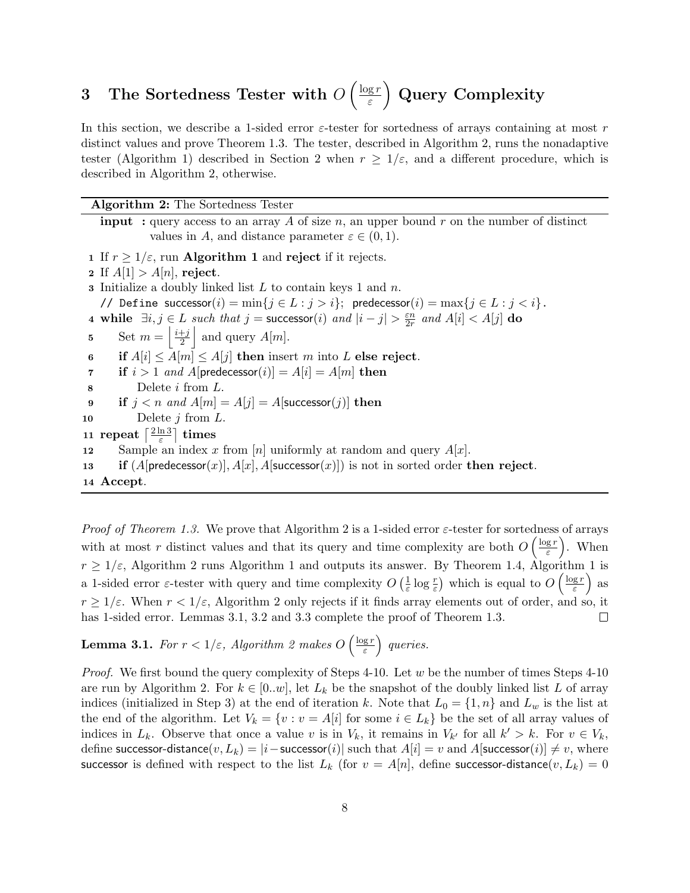# 3 The Sortedness Tester with $O\left(\frac{\log r}{\varepsilon}\right)$ Query Complexity

In this section, we describe a 1-sided error $\varepsilon$-tester for sortedness of arrays containing at most $r$ distinct values and prove Theorem 1.3. The tester, described in Algorithm 2, runs the nonadaptive tester (Algorithm 1) described in Section 2 when $r \geq 1/\varepsilon$, and a different procedure, which is described in Algorithm 2, otherwise.

---

**Algorithm 2:** The Sortedness Tester

---

**input :** query access to an array $A$ of size $n$, an upper bound $r$ on the number of distinct values in $A$, and distance parameter $\varepsilon \in (0, 1)$.

1 If $r \geq 1/\varepsilon$, run **Algorithm 1** and **reject** if it rejects.
2 If $A[1] > A[n]$, **reject**.
3 Initialize a doubly linked list $L$ to contain keys 1 and $n$.
  // Define $\mathsf{successor}(i) = \min\{j \in L : j > i\}$; $\mathsf{predecessor}(i) = \max\{j \in L : j < i\}$.
4 **while** $\exists i, j \in L$ *such that* $j = \mathsf{successor}(i)$ *and* $|i - j| > \frac{\varepsilon n}{2r}$ *and* $A[i] < A[j]$ **do**
5   Set $m = \left\lfloor \frac{i+j}{2} \right\rfloor$ and query $A[m]$.
6   **if** $A[i] \leq A[m] \leq A[j]$ **then** insert $m$ into $L$ **else reject**.
7   **if** $i > 1$ *and* $A[\mathsf{predecessor}(i)] = A[i] = A[m]$ **then**
8     Delete $i$ from $L$.
9   **if** $j < n$ *and* $A[m] = A[j] = A[\mathsf{successor}(j)]$ **then**
10    Delete $j$ from $L$.
11 **repeat** $\left\lceil \frac{2 \ln 3}{\varepsilon} \right\rceil$ **times**
12   Sample an index $x$ from $[n]$ uniformly at random and query $A[x]$.
13   **if** $(A[\mathsf{predecessor}(x)], A[x], A[\mathsf{successor}(x)])$ is not in sorted order **then reject**.
14 **Accept**.

---

*Proof of Theorem 1.3.* We prove that Algorithm 2 is a 1-sided error $\varepsilon$-tester for sortedness of arrays with at most $r$ distinct values and that its query and time complexity are both $O\left(\frac{\log r}{\varepsilon}\right)$. When $r \geq 1/\varepsilon$, Algorithm 2 runs Algorithm 1 and outputs its answer. By Theorem 1.4, Algorithm 1 is a 1-sided error $\varepsilon$-tester with query and time complexity $O\left(\frac{1}{\varepsilon}\log\frac{r}{\varepsilon}\right)$ which is equal to $O\left(\frac{\log r}{\varepsilon}\right)$ as $r \geq 1/\varepsilon$. When $r < 1/\varepsilon$, Algorithm 2 only rejects if it finds array elements out of order, and so, it has 1-sided error. Lemmas 3.1, 3.2 and 3.3 complete the proof of Theorem 1.3. $\square$

**Lemma 3.1.** *For $r < 1/\varepsilon$, Algorithm 2 makes $O\left(\frac{\log r}{\varepsilon}\right)$ queries.*

*Proof.* We first bound the query complexity of Steps 4-10. Let $w$ be the number of times Steps 4-10 are run by Algorithm 2. For $k \in [0..w]$, let $L_k$ be the snapshot of the doubly linked list $L$ of array indices (initialized in Step 3) at the end of iteration $k$. Note that $L_0 = \{1, n\}$ and $L_w$ is the list at the end of the algorithm. Let $V_k = \{v : v = A[i] \text{ for some } i \in L_k\}$ be the set of all array values of indices in $L_k$. Observe that once a value $v$ is in $V_k$, it remains in $V_{k'}$ for all $k' > k$. For $v \in V_k$, define $\mathsf{successor\text{-}distance}(v, L_k) = |i - \mathsf{successor}(i)|$ such that $A[i] = v$ and $A[\mathsf{successor}(i)] \neq v$, where $\mathsf{successor}$ is defined with respect to the list $L_k$ (for $v = A[n]$, define $\mathsf{successor\text{-}distance}(v, L_k) = 0$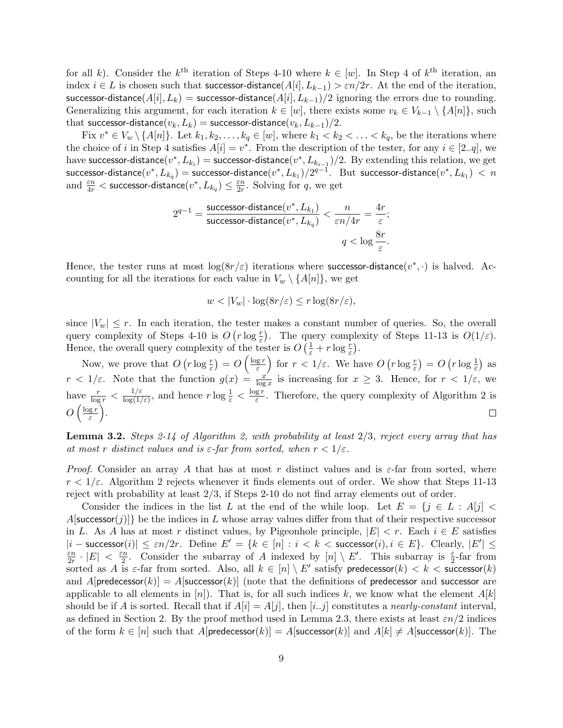for all $k$). Consider the $k^{\text{th}}$ iteration of Steps 4-10 where $k \in [w]$. In Step 4 of $k^{\text{th}}$ iteration, an index $i \in L$ is chosen such that $\text{successor-distance}(A[i], L_{k-1}) > \varepsilon n/2r$. At the end of the iteration, $\text{successor-distance}(A[i], L_k) = \text{successor-distance}(A[i], L_{k-1})/2$ ignoring the errors due to rounding. Generalizing this argument, for each iteration $k \in [w]$, there exists some $v_k \in V_{k-1} \setminus \{A[n]\}$, such that $\text{successor-distance}(v_k, L_k) = \text{successor-distance}(v_k, L_{k-1})/2$.

Fix $v^* \in V_w \setminus \{A[n]\}$. Let $k_1, k_2, \ldots, k_q \in [w]$, where $k_1 < k_2 < \ldots < k_q$, be the iterations where the choice of $i$ in Step 4 satisfies $A[i] = v^*$. From the description of the tester, for any $i \in [2..q]$, we have $\text{successor-distance}(v^*, L_{k_i}) = \text{successor-distance}(v^*, L_{k_{i-1}})/2$. By extending this relation, we get $\text{successor-distance}(v^*, L_{k_q}) = \text{successor-distance}(v^*, L_{k_1})/2^{q-1}$. But $\text{successor-distance}(v^*, L_{k_1}) < n$ and $\frac{\varepsilon n}{4r} < \text{successor-distance}(v^*, L_{k_q}) \leq \frac{\varepsilon n}{2r}$. Solving for $q$, we get

$$2^{q-1} = \frac{\text{successor-distance}(v^*, L_{k_1})}{\text{successor-distance}(v^*, L_{k_q})} < \frac{n}{\varepsilon n/4r} = \frac{4r}{\varepsilon};$$

$$q < \log \frac{8r}{\varepsilon}.$$

Hence, the tester runs at most $\log(8r/\varepsilon)$ iterations where $\text{successor-distance}(v^*, \cdot)$ is halved. Accounting for all the iterations for each value in $V_w \setminus \{A[n]\}$, we get

$$w < |V_w| \cdot \log(8r/\varepsilon) \leq r \log(8r/\varepsilon),$$

since $|V_w| \leq r$. In each iteration, the tester makes a constant number of queries. So, the overall query complexity of Steps 4-10 is $O\left(r \log \frac{r}{\varepsilon}\right)$. The query complexity of Steps 11-13 is $O(1/\varepsilon)$. Hence, the overall query complexity of the tester is $O\left(\frac{1}{\varepsilon} + r \log \frac{r}{\varepsilon}\right)$.

Now, we prove that $O\left(r \log \frac{r}{\varepsilon}\right) = O\left(\frac{\log r}{\varepsilon}\right)$ for $r < 1/\varepsilon$. We have $O\left(r \log \frac{r}{\varepsilon}\right) = O\left(r \log \frac{1}{\varepsilon}\right)$ as $r < 1/\varepsilon$. Note that the function $g(x) = \frac{x}{\log x}$ is increasing for $x \geq 3$. Hence, for $r < 1/\varepsilon$, we have $\frac{r}{\log r} < \frac{1/\varepsilon}{\log(1/\varepsilon)}$, and hence $r \log \frac{1}{\varepsilon} < \frac{\log r}{\varepsilon}$. Therefore, the query complexity of Algorithm 2 is $O\left(\frac{\log r}{\varepsilon}\right)$. ∎

**Lemma 3.2.** *Steps 2-14 of Algorithm 2, with probability at least 2/3, reject every array that has at most r distinct values and is ε-far from sorted, when $r < 1/\varepsilon$.*

*Proof.* Consider an array $A$ that has at most $r$ distinct values and is $\varepsilon$-far from sorted, where $r < 1/\varepsilon$. Algorithm 2 rejects whenever it finds elements out of order. We show that Steps 11-13 reject with probability at least 2/3, if Steps 2-10 do not find array elements out of order.

Consider the indices in the list $L$ at the end of the while loop. Let $E = \{j \in L : A[j] < A[\text{successor}(j)]\}$ be the indices in $L$ whose array values differ from that of their respective successor in $L$. As $A$ has at most $r$ distinct values, by Pigeonhole principle, $|E| < r$. Each $i \in E$ satisfies $|i - \text{successor}(i)| \leq \varepsilon n/2r$. Define $E' = \{k \in [n] : i < k < \text{successor}(i), i \in E\}$. Clearly, $|E'| \leq \frac{\varepsilon n}{2r} \cdot |E| < \frac{\varepsilon n}{2}$. Consider the subarray of $A$ indexed by $[n] \setminus E'$. This subarray is $\frac{\varepsilon}{2}$-far from sorted as $A$ is $\varepsilon$-far from sorted. Also, all $k \in [n] \setminus E'$ satisfy $\text{predecessor}(k) < k < \text{successor}(k)$ and $A[\text{predecessor}(k)] = A[\text{successor}(k)]$ (note that the definitions of predecessor and successor are applicable to all elements in $[n]$). That is, for all such indices $k$, we know what the element $A[k]$ should be if $A$ is sorted. Recall that if $A[i] = A[j]$, then $[i..j]$ constitutes a *nearly-constant* interval, as defined in Section 2. By the proof method used in Lemma 2.3, there exists at least $\varepsilon n/2$ indices of the form $k \in [n]$ such that $A[\text{predecessor}(k)] = A[\text{successor}(k)]$ and $A[k] \neq A[\text{successor}(k)]$. The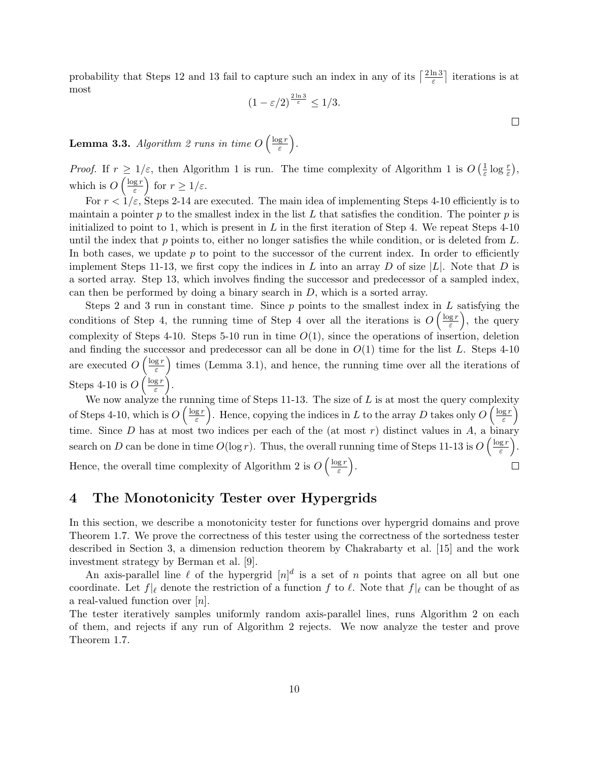probability that Steps 12 and 13 fail to capture such an index in any of its $\lceil \frac{2 \ln 3}{\varepsilon} \rceil$ iterations is at most

$$(1 - \varepsilon/2)^{\frac{2 \ln 3}{\varepsilon}} \leq 1/3.$$

□

**Lemma 3.3.** *Algorithm 2 runs in time* $O\left(\frac{\log r}{\varepsilon}\right)$.

*Proof.* If $r \geq 1/\varepsilon$, then Algorithm 1 is run. The time complexity of Algorithm 1 is $O\left(\frac{1}{\varepsilon} \log \frac{r}{\varepsilon}\right)$, which is $O\left(\frac{\log r}{\varepsilon}\right)$ for $r \geq 1/\varepsilon$.

For $r < 1/\varepsilon$, Steps 2-14 are executed. The main idea of implementing Steps 4-10 efficiently is to maintain a pointer $p$ to the smallest index in the list $L$ that satisfies the condition. The pointer $p$ is initialized to point to 1, which is present in $L$ in the first iteration of Step 4. We repeat Steps 4-10 until the index that $p$ points to, either no longer satisfies the while condition, or is deleted from $L$. In both cases, we update $p$ to point to the successor of the current index. In order to efficiently implement Steps 11-13, we first copy the indices in $L$ into an array $D$ of size $|L|$. Note that $D$ is a sorted array. Step 13, which involves finding the successor and predecessor of a sampled index, can then be performed by doing a binary search in $D$, which is a sorted array.

Steps 2 and 3 run in constant time. Since $p$ points to the smallest index in $L$ satisfying the conditions of Step 4, the running time of Step 4 over all the iterations is $O\left(\frac{\log r}{\varepsilon}\right)$, the query complexity of Steps 4-10. Steps 5-10 run in time $O(1)$, since the operations of insertion, deletion and finding the successor and predecessor can all be done in $O(1)$ time for the list $L$. Steps 4-10 are executed $O\left(\frac{\log r}{\varepsilon}\right)$ times (Lemma 3.1), and hence, the running time over all the iterations of Steps 4-10 is $O\left(\frac{\log r}{\varepsilon}\right)$.

We now analyze the running time of Steps 11-13. The size of $L$ is at most the query complexity of Steps 4-10, which is $O\left(\frac{\log r}{\varepsilon}\right)$. Hence, copying the indices in $L$ to the array $D$ takes only $O\left(\frac{\log r}{\varepsilon}\right)$ time. Since $D$ has at most two indices per each of the (at most $r$) distinct values in $A$, a binary search on $D$ can be done in time $O(\log r)$. Thus, the overall running time of Steps 11-13 is $O\left(\frac{\log r}{\varepsilon}\right)$. Hence, the overall time complexity of Algorithm 2 is $O\left(\frac{\log r}{\varepsilon}\right)$. □

## 4 The Monotonicity Tester over Hypergrids

In this section, we describe a monotonicity tester for functions over hypergrid domains and prove Theorem 1.7. We prove the correctness of this tester using the correctness of the sortedness tester described in Section 3, a dimension reduction theorem by Chakrabarty et al. [15] and the work investment strategy by Berman et al. [9].

An axis-parallel line $\ell$ of the hypergrid $[n]^d$ is a set of $n$ points that agree on all but one coordinate. Let $f|_\ell$ denote the restriction of a function $f$ to $\ell$. Note that $f|_\ell$ can be thought of as a real-valued function over $[n]$.

The tester iteratively samples uniformly random axis-parallel lines, runs Algorithm 2 on each of them, and rejects if any run of Algorithm 2 rejects. We now analyze the tester and prove Theorem 1.7.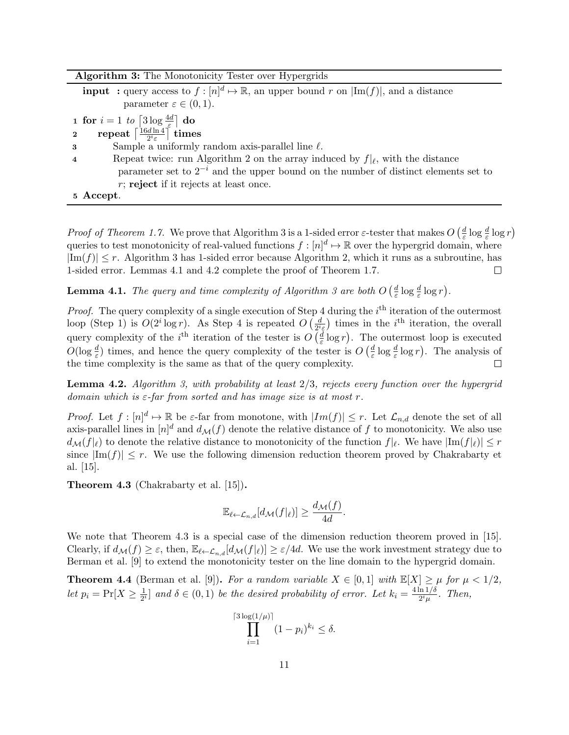**Algorithm 3:** The Monotonicity Tester over Hypergrids

**input :** query access to $f : [n]^d \mapsto \mathbb{R}$, an upper bound $r$ on $|\text{Im}(f)|$, and a distance parameter $\varepsilon \in (0, 1)$.

1 **for** $i = 1$ *to* $\lceil 3 \log \frac{4d}{\varepsilon} \rceil$ **do**

2 &nbsp;&nbsp;&nbsp;&nbsp;**repeat** $\lceil \frac{16d \ln 4}{2^i \varepsilon} \rceil$ **times**

3 &nbsp;&nbsp;&nbsp;&nbsp;&nbsp;&nbsp;&nbsp;&nbsp;Sample a uniformly random axis-parallel line $\ell$.

4 &nbsp;&nbsp;&nbsp;&nbsp;&nbsp;&nbsp;&nbsp;&nbsp;Repeat twice: run Algorithm 2 on the array induced by $f|_\ell$, with the distance parameter set to $2^{-i}$ and the upper bound on the number of distinct elements set to $r$; **reject** if it rejects at least once.

5 **Accept**.

*Proof of Theorem 1.7.* We prove that Algorithm 3 is a 1-sided error $\varepsilon$-tester that makes $O\left(\frac{d}{\varepsilon} \log \frac{d}{\varepsilon} \log r\right)$ queries to test monotonicity of real-valued functions $f : [n]^d \mapsto \mathbb{R}$ over the hypergrid domain, where $|\text{Im}(f)| \leq r$. Algorithm 3 has 1-sided error because Algorithm 2, which it runs as a subroutine, has 1-sided error. Lemmas 4.1 and 4.2 complete the proof of Theorem 1.7. $\square$

**Lemma 4.1.** *The query and time complexity of Algorithm 3 are both $O\left(\frac{d}{\varepsilon} \log \frac{d}{\varepsilon} \log r\right)$.*

*Proof.* The query complexity of a single execution of Step 4 during the $i^{\text{th}}$ iteration of the outermost loop (Step 1) is $O(2^i \log r)$. As Step 4 is repeated $O\left(\frac{d}{2^i \varepsilon}\right)$ times in the $i^{\text{th}}$ iteration, the overall query complexity of the $i^{\text{th}}$ iteration of the tester is $O\left(\frac{d}{\varepsilon} \log r\right)$. The outermost loop is executed $O(\log \frac{d}{\varepsilon})$ times, and hence the query complexity of the tester is $O\left(\frac{d}{\varepsilon} \log \frac{d}{\varepsilon} \log r\right)$. The analysis of the time complexity is the same as that of the query complexity. $\square$

**Lemma 4.2.** *Algorithm 3, with probability at least 2/3, rejects every function over the hypergrid domain which is $\varepsilon$-far from sorted and has image size is at most $r$.*

*Proof.* Let $f : [n]^d \mapsto \mathbb{R}$ be $\varepsilon$-far from monotone, with $|Im(f)| \leq r$. Let $\mathcal{L}_{n,d}$ denote the set of all axis-parallel lines in $[n]^d$ and $d_{\mathcal{M}}(f)$ denote the relative distance of $f$ to monotonicity. We also use $d_{\mathcal{M}}(f|_\ell)$ to denote the relative distance to monotonicity of the function $f|_\ell$. We have $|\text{Im}(f|_\ell)| \leq r$ since $|\text{Im}(f)| \leq r$. We use the following dimension reduction theorem proved by Chakrabarty et al. [15].

**Theorem 4.3** (Chakrabarty et al. [15])**.**

$$\mathbb{E}_{\ell \leftarrow \mathcal{L}_{n,d}}[d_{\mathcal{M}}(f|_\ell)] \geq \frac{d_{\mathcal{M}}(f)}{4d}.$$

We note that Theorem 4.3 is a special case of the dimension reduction theorem proved in [15]. Clearly, if $d_{\mathcal{M}}(f) \geq \varepsilon$, then, $\mathbb{E}_{\ell \leftarrow \mathcal{L}_{n,d}}[d_{\mathcal{M}}(f|_\ell)] \geq \varepsilon/4d$. We use the work investment strategy due to Berman et al. [9] to extend the monotonicity tester on the line domain to the hypergrid domain.

**Theorem 4.4** (Berman et al. [9])**.** *For a random variable $X \in [0, 1]$ with $\mathbb{E}[X] \geq \mu$ for $\mu < 1/2$, let $p_i = \Pr[X \geq \frac{1}{2^i}]$ and $\delta \in (0, 1)$ be the desired probability of error. Let $k_i = \frac{4 \ln 1/\delta}{2^i \mu}$. Then,*

$$\prod_{i=1}^{\lceil 3 \log(1/\mu) \rceil} (1 - p_i)^{k_i} \leq \delta.$$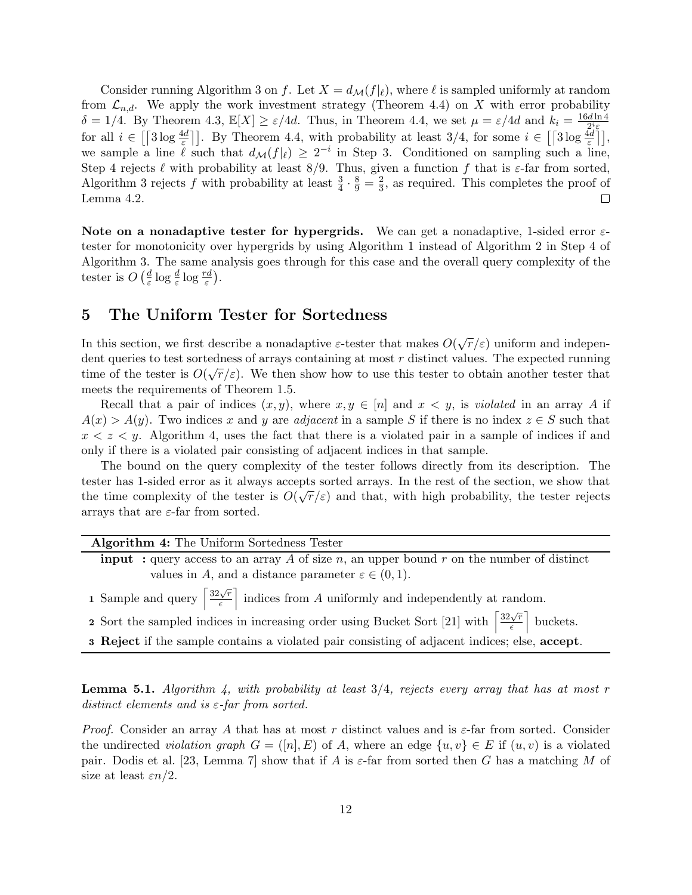Consider running Algorithm 3 on $f$. Let $X = d_{\mathcal{M}}(f|_\ell)$, where $\ell$ is sampled uniformly at random from $\mathcal{L}_{n,d}$. We apply the work investment strategy (Theorem 4.4) on $X$ with error probability $\delta = 1/4$. By Theorem 4.3, $\mathbb{E}[X] \geq \varepsilon/4d$. Thus, in Theorem 4.4, we set $\mu = \varepsilon/4d$ and $k_i = \frac{16d \ln 4}{2^i \varepsilon}$ for all $i \in \left[\lceil 3 \log \frac{4d}{\varepsilon} \rceil\right]$. By Theorem 4.4, with probability at least 3/4, for some $i \in \left[\lceil 3 \log \frac{4d}{\varepsilon} \rceil\right]$, we sample a line $\ell$ such that $d_{\mathcal{M}}(f|_\ell) \geq 2^{-i}$ in Step 3. Conditioned on sampling such a line, Step 4 rejects $\ell$ with probability at least 8/9. Thus, given a function $f$ that is $\varepsilon$-far from sorted, Algorithm 3 rejects $f$ with probability at least $\frac{3}{4} \cdot \frac{8}{9} = \frac{2}{3}$, as required. This completes the proof of Lemma 4.2. ◻

**Note on a nonadaptive tester for hypergrids.** We can get a nonadaptive, 1-sided error $\varepsilon$-tester for monotonicity over hypergrids by using Algorithm 1 instead of Algorithm 2 in Step 4 of Algorithm 3. The same analysis goes through for this case and the overall query complexity of the tester is $O\left(\frac{d}{\varepsilon} \log \frac{d}{\varepsilon} \log \frac{rd}{\varepsilon}\right)$.

# 5 The Uniform Tester for Sortedness

In this section, we first describe a nonadaptive $\varepsilon$-tester that makes $O(\sqrt{r}/\varepsilon)$ uniform and independent queries to test sortedness of arrays containing at most $r$ distinct values. The expected running time of the tester is $O(\sqrt{r}/\varepsilon)$. We then show how to use this tester to obtain another tester that meets the requirements of Theorem 1.5.

Recall that a pair of indices $(x, y)$, where $x, y \in [n]$ and $x < y$, is *violated* in an array $A$ if $A(x) > A(y)$. Two indices $x$ and $y$ are *adjacent* in a sample $S$ if there is no index $z \in S$ such that $x < z < y$. Algorithm 4, uses the fact that there is a violated pair in a sample of indices if and only if there is a violated pair consisting of adjacent indices in that sample.

The bound on the query complexity of the tester follows directly from its description. The tester has 1-sided error as it always accepts sorted arrays. In the rest of the section, we show that the time complexity of the tester is $O(\sqrt{r}/\varepsilon)$ and that, with high probability, the tester rejects arrays that are $\varepsilon$-far from sorted.

---

**Algorithm 4:** The Uniform Sortedness Tester

---

**input :** query access to an array $A$ of size $n$, an upper bound $r$ on the number of distinct values in $A$, and a distance parameter $\varepsilon \in (0, 1)$.

1. Sample and query $\left\lceil \frac{32\sqrt{r}}{\epsilon} \right\rceil$ indices from $A$ uniformly and independently at random.
2. Sort the sampled indices in increasing order using Bucket Sort [21] with $\left\lceil \frac{32\sqrt{r}}{\epsilon} \right\rceil$ buckets.
3. **Reject** if the sample contains a violated pair consisting of adjacent indices; else, **accept**.

---

**Lemma 5.1.** *Algorithm 4, with probability at least 3/4, rejects every array that has at most $r$ distinct elements and is $\varepsilon$-far from sorted.*

*Proof.* Consider an array $A$ that has at most $r$ distinct values and is $\varepsilon$-far from sorted. Consider the undirected *violation graph* $G = ([n], E)$ of $A$, where an edge $\{u, v\} \in E$ if $(u, v)$ is a violated pair. Dodis et al. [23, Lemma 7] show that if $A$ is $\varepsilon$-far from sorted then $G$ has a matching $M$ of size at least $\varepsilon n/2$.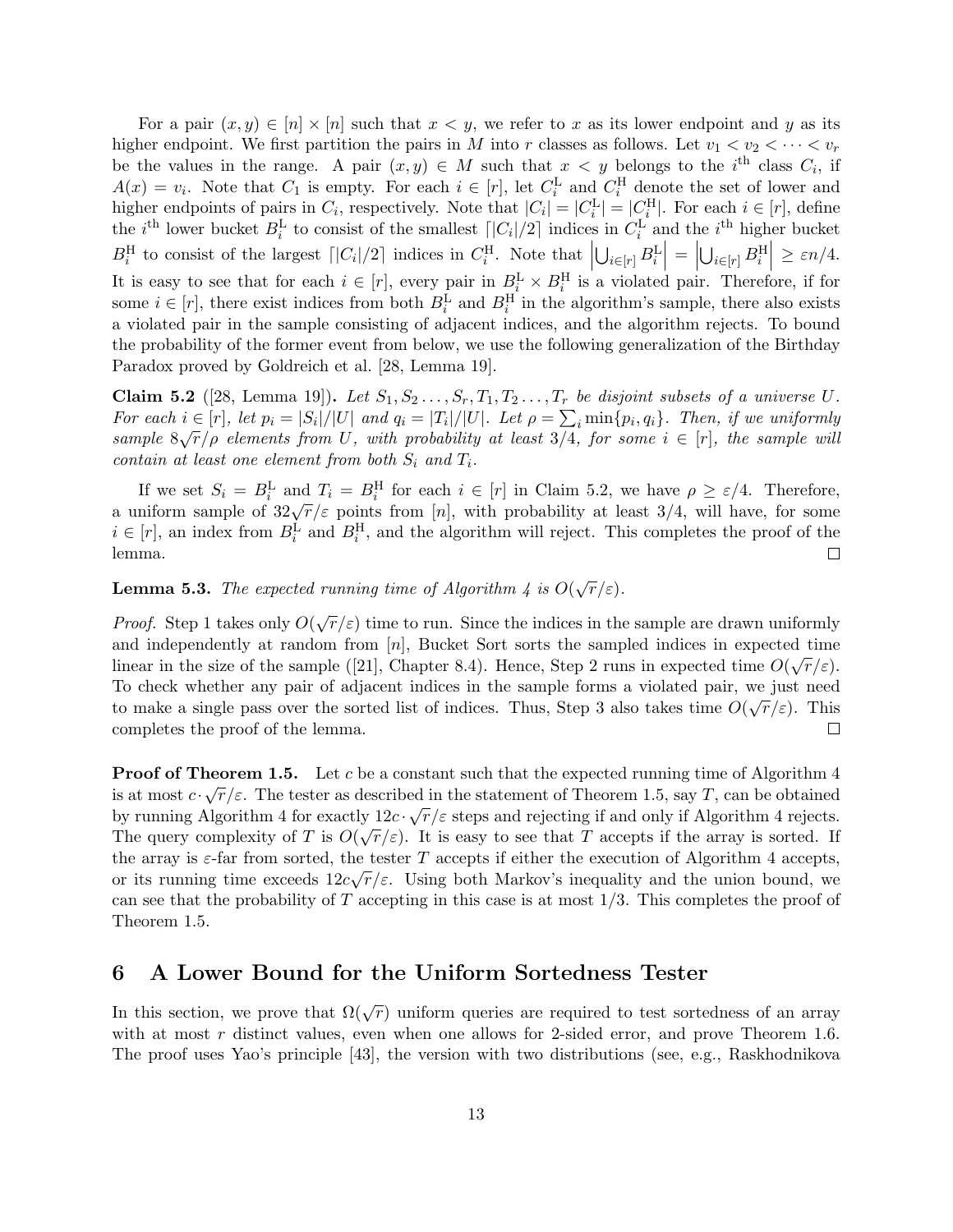For a pair $(x, y) \in [n] \times [n]$ such that $x < y$, we refer to $x$ as its lower endpoint and $y$ as its higher endpoint. We first partition the pairs in $M$ into $r$ classes as follows. Let $v_1 < v_2 < \cdots < v_r$ be the values in the range. A pair $(x, y) \in M$ such that $x < y$ belongs to the $i^{\text{th}}$ class $C_i$, if $A(x) = v_i$. Note that $C_1$ is empty. For each $i \in [r]$, let $C_i^{\text{L}}$ and $C_i^{\text{H}}$ denote the set of lower and higher endpoints of pairs in $C_i$, respectively. Note that $|C_i| = |C_i^{\text{L}}| = |C_i^{\text{H}}|$. For each $i \in [r]$, define the $i^{\text{th}}$ lower bucket $B_i^{\text{L}}$ to consist of the smallest $\lceil |C_i|/2 \rceil$ indices in $C_i^{\text{L}}$ and the $i^{\text{th}}$ higher bucket $B_i^{\text{H}}$ to consist of the largest $\lceil |C_i|/2 \rceil$ indices in $C_i^{\text{H}}$. Note that $\left| \bigcup_{i \in [r]} B_i^{\text{L}} \right| = \left| \bigcup_{i \in [r]} B_i^{\text{H}} \right| \geq \varepsilon n/4$. It is easy to see that for each $i \in [r]$, every pair in $B_i^{\text{L}} \times B_i^{\text{H}}$ is a violated pair. Therefore, if for some $i \in [r]$, there exist indices from both $B_i^{\text{L}}$ and $B_i^{\text{H}}$ in the algorithm's sample, there also exists a violated pair in the sample consisting of adjacent indices, and the algorithm rejects. To bound the probability of the former event from below, we use the following generalization of the Birthday Paradox proved by Goldreich et al. [28, Lemma 19].

**Claim 5.2** ([28, Lemma 19])**.** *Let $S_1, S_2 \ldots, S_r, T_1, T_2 \ldots, T_r$ be disjoint subsets of a universe $U$. For each $i \in [r]$, let $p_i = |S_i|/|U|$ and $q_i = |T_i|/|U|$. Let $\rho = \sum_i \min\{p_i, q_i\}$. Then, if we uniformly sample $8\sqrt{r}/\rho$ elements from $U$, with probability at least $3/4$, for some $i \in [r]$, the sample will contain at least one element from both $S_i$ and $T_i$.*

If we set $S_i = B_i^{\text{L}}$ and $T_i = B_i^{\text{H}}$ for each $i \in [r]$ in Claim 5.2, we have $\rho \geq \varepsilon/4$. Therefore, a uniform sample of $32\sqrt{r}/\varepsilon$ points from $[n]$, with probability at least $3/4$, will have, for some $i \in [r]$, an index from $B_i^{\text{L}}$ and $B_i^{\text{H}}$, and the algorithm will reject. This completes the proof of the lemma. ∎

**Lemma 5.3.** *The expected running time of Algorithm 4 is $O(\sqrt{r}/\varepsilon)$.*

*Proof.* Step 1 takes only $O(\sqrt{r}/\varepsilon)$ time to run. Since the indices in the sample are drawn uniformly and independently at random from $[n]$, Bucket Sort sorts the sampled indices in expected time linear in the size of the sample ([21], Chapter 8.4). Hence, Step 2 runs in expected time $O(\sqrt{r}/\varepsilon)$. To check whether any pair of adjacent indices in the sample forms a violated pair, we just need to make a single pass over the sorted list of indices. Thus, Step 3 also takes time $O(\sqrt{r}/\varepsilon)$. This completes the proof of the lemma. ∎

**Proof of Theorem 1.5.** Let $c$ be a constant such that the expected running time of Algorithm 4 is at most $c \cdot \sqrt{r}/\varepsilon$. The tester as described in the statement of Theorem 1.5, say $T$, can be obtained by running Algorithm 4 for exactly $12c \cdot \sqrt{r}/\varepsilon$ steps and rejecting if and only if Algorithm 4 rejects. The query complexity of $T$ is $O(\sqrt{r}/\varepsilon)$. It is easy to see that $T$ accepts if the array is sorted. If the array is $\varepsilon$-far from sorted, the tester $T$ accepts if either the execution of Algorithm 4 accepts, or its running time exceeds $12c\sqrt{r}/\varepsilon$. Using both Markov's inequality and the union bound, we can see that the probability of $T$ accepting in this case is at most $1/3$. This completes the proof of Theorem 1.5.

## 6 A Lower Bound for the Uniform Sortedness Tester

In this section, we prove that $\Omega(\sqrt{r})$ uniform queries are required to test sortedness of an array with at most $r$ distinct values, even when one allows for 2-sided error, and prove Theorem 1.6. The proof uses Yao's principle [43], the version with two distributions (see, e.g., Raskhodnikova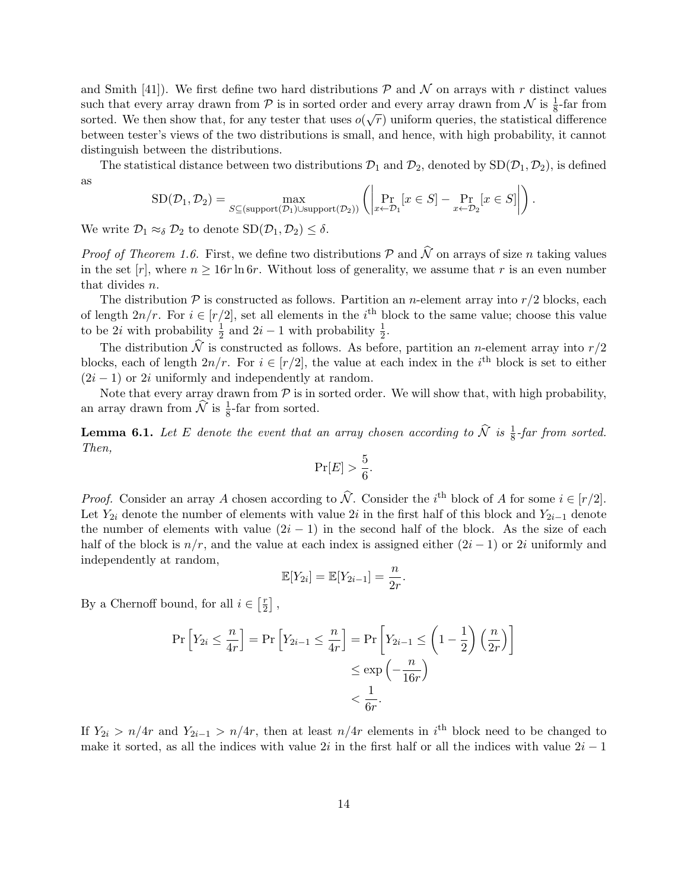and Smith [41]). We first define two hard distributions $\mathcal{P}$ and $\mathcal{N}$ on arrays with $r$ distinct values such that every array drawn from $\mathcal{P}$ is in sorted order and every array drawn from $\mathcal{N}$ is $\frac{1}{8}$-far from sorted. We then show that, for any tester that uses $o(\sqrt{r})$ uniform queries, the statistical difference between tester's views of the two distributions is small, and hence, with high probability, it cannot distinguish between the distributions.

The statistical distance between two distributions $\mathcal{D}_1$ and $\mathcal{D}_2$, denoted by $\mathrm{SD}(\mathcal{D}_1, \mathcal{D}_2)$, is defined as

$$\mathrm{SD}(\mathcal{D}_1, \mathcal{D}_2) = \max_{S \subseteq (\mathrm{support}(\mathcal{D}_1) \cup \mathrm{support}(\mathcal{D}_2))} \left( \left| \Pr_{x \leftarrow \mathcal{D}_1}[x \in S] - \Pr_{x \leftarrow \mathcal{D}_2}[x \in S] \right| \right).$$

We write $\mathcal{D}_1 \approx_\delta \mathcal{D}_2$ to denote $\mathrm{SD}(\mathcal{D}_1, \mathcal{D}_2) \leq \delta$.

*Proof of Theorem 1.6.* First, we define two distributions $\mathcal{P}$ and $\widehat{\mathcal{N}}$ on arrays of size $n$ taking values in the set $[r]$, where $n \geq 16r \ln 6r$. Without loss of generality, we assume that $r$ is an even number that divides $n$.

The distribution $\mathcal{P}$ is constructed as follows. Partition an $n$-element array into $r/2$ blocks, each of length $2n/r$. For $i \in [r/2]$, set all elements in the $i^{\text{th}}$ block to the same value; choose this value to be $2i$ with probability $\frac{1}{2}$ and $2i - 1$ with probability $\frac{1}{2}$.

The distribution $\widehat{\mathcal{N}}$ is constructed as follows. As before, partition an $n$-element array into $r/2$ blocks, each of length $2n/r$. For $i \in [r/2]$, the value at each index in the $i^{\text{th}}$ block is set to either $(2i-1)$ or $2i$ uniformly and independently at random.

Note that every array drawn from $\mathcal{P}$ is in sorted order. We will show that, with high probability, an array drawn from $\widehat{\mathcal{N}}$ is $\frac{1}{8}$-far from sorted.

**Lemma 6.1.** *Let $E$ denote the event that an array chosen according to $\widehat{\mathcal{N}}$ is $\frac{1}{8}$-far from sorted. Then,*

$$\Pr[E] > \frac{5}{6}.$$

*Proof.* Consider an array $A$ chosen according to $\widehat{\mathcal{N}}$. Consider the $i^{\text{th}}$ block of $A$ for some $i \in [r/2]$. Let $Y_{2i}$ denote the number of elements with value $2i$ in the first half of this block and $Y_{2i-1}$ denote the number of elements with value $(2i-1)$ in the second half of the block. As the size of each half of the block is $n/r$, and the value at each index is assigned either $(2i-1)$ or $2i$ uniformly and independently at random,

$$\mathbb{E}[Y_{2i}] = \mathbb{E}[Y_{2i-1}] = \frac{n}{2r}.$$

By a Chernoff bound, for all $i \in \left[\frac{r}{2}\right]$,

$$\begin{aligned}
\Pr\left[Y_{2i} \leq \frac{n}{4r}\right] = \Pr\left[Y_{2i-1} \leq \frac{n}{4r}\right] &= \Pr\left[Y_{2i-1} \leq \left(1 - \frac{1}{2}\right)\left(\frac{n}{2r}\right)\right] \\
&\leq \exp\left(-\frac{n}{16r}\right) \\
&< \frac{1}{6r}.
\end{aligned}$$

If $Y_{2i} > n/4r$ and $Y_{2i-1} > n/4r$, then at least $n/4r$ elements in $i^{\text{th}}$ block need to be changed to make it sorted, as all the indices with value $2i$ in the first half or all the indices with value $2i-1$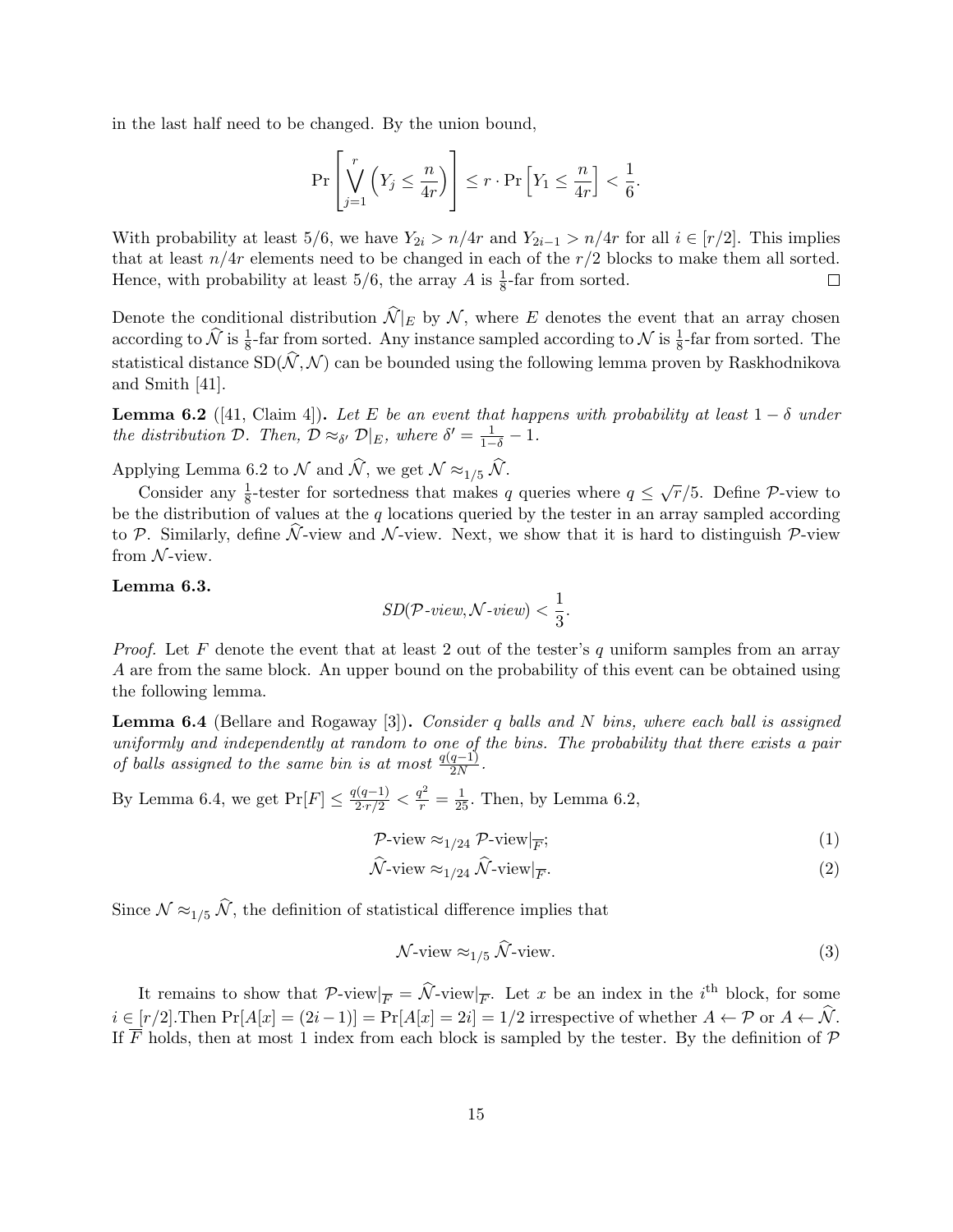in the last half need to be changed. By the union bound,

$$\Pr\left[\bigvee_{j=1}^{r}\left(Y_j \le \frac{n}{4r}\right)\right] \le r \cdot \Pr\left[Y_1 \le \frac{n}{4r}\right] < \frac{1}{6}.$$

With probability at least 5/6, we have $Y_{2i} > n/4r$ and $Y_{2i-1} > n/4r$ for all $i \in [r/2]$. This implies that at least $n/4r$ elements need to be changed in each of the $r/2$ blocks to make them all sorted. Hence, with probability at least 5/6, the array $A$ is $\frac{1}{8}$-far from sorted. $\square$

Denote the conditional distribution $\widehat{\mathcal{N}}|_E$ by $\mathcal{N}$, where $E$ denotes the event that an array chosen according to $\widehat{\mathcal{N}}$ is $\frac{1}{8}$-far from sorted. Any instance sampled according to $\mathcal{N}$ is $\frac{1}{8}$-far from sorted. The statistical distance $\mathrm{SD}(\widehat{\mathcal{N}}, \mathcal{N})$ can be bounded using the following lemma proven by Raskhodnikova and Smith [41].

**Lemma 6.2** ([41, Claim 4])**.** *Let $E$ be an event that happens with probability at least $1-\delta$ under the distribution $\mathcal{D}$. Then, $\mathcal{D} \approx_{\delta'} \mathcal{D}|_E$, where $\delta' = \frac{1}{1-\delta} - 1$.*

Applying Lemma 6.2 to $\mathcal{N}$ and $\widehat{\mathcal{N}}$, we get $\mathcal{N} \approx_{1/5} \widehat{\mathcal{N}}$.

Consider any $\frac{1}{8}$-tester for sortedness that makes $q$ queries where $q \le \sqrt{r}/5$. Define $\mathcal{P}$-view to be the distribution of values at the $q$ locations queried by the tester in an array sampled according to $\mathcal{P}$. Similarly, define $\widehat{\mathcal{N}}$-view and $\mathcal{N}$-view. Next, we show that it is hard to distinguish $\mathcal{P}$-view from $\mathcal{N}$-view.

**Lemma 6.3.**

$$SD(\mathcal{P}\text{-}view, \mathcal{N}\text{-}view) < \frac{1}{3}.$$

*Proof.* Let $F$ denote the event that at least 2 out of the tester's $q$ uniform samples from an array $A$ are from the same block. An upper bound on the probability of this event can be obtained using the following lemma.

**Lemma 6.4** (Bellare and Rogaway [3])**.** *Consider $q$ balls and $N$ bins, where each ball is assigned uniformly and independently at random to one of the bins. The probability that there exists a pair of balls assigned to the same bin is at most $\frac{q(q-1)}{2N}$.*

By Lemma 6.4, we get $\Pr[F] \le \frac{q(q-1)}{2 \cdot r/2} < \frac{q^2}{r} = \frac{1}{25}$. Then, by Lemma 6.2,

$$\mathcal{P}\text{-view} \approx_{1/24} \mathcal{P}\text{-view}|_{\overline{F}}; \tag{1}$$

$$\widehat{\mathcal{N}}\text{-view} \approx_{1/24} \widehat{\mathcal{N}}\text{-view}|_{\overline{F}}. \tag{2}$$

Since $\mathcal{N} \approx_{1/5} \widehat{\mathcal{N}}$, the definition of statistical difference implies that

$$\mathcal{N}\text{-view} \approx_{1/5} \widehat{\mathcal{N}}\text{-view}. \tag{3}$$

It remains to show that $\mathcal{P}\text{-view}|_{\overline{F}} = \widehat{\mathcal{N}}\text{-view}|_{\overline{F}}$. Let $x$ be an index in the $i^{\text{th}}$ block, for some $i \in [r/2]$.Then $\Pr[A[x] = (2i-1)] = \Pr[A[x] = 2i] = 1/2$ irrespective of whether $A \leftarrow \mathcal{P}$ or $A \leftarrow \widehat{\mathcal{N}}$. If $\overline{F}$ holds, then at most 1 index from each block is sampled by the tester. By the definition of $\mathcal{P}$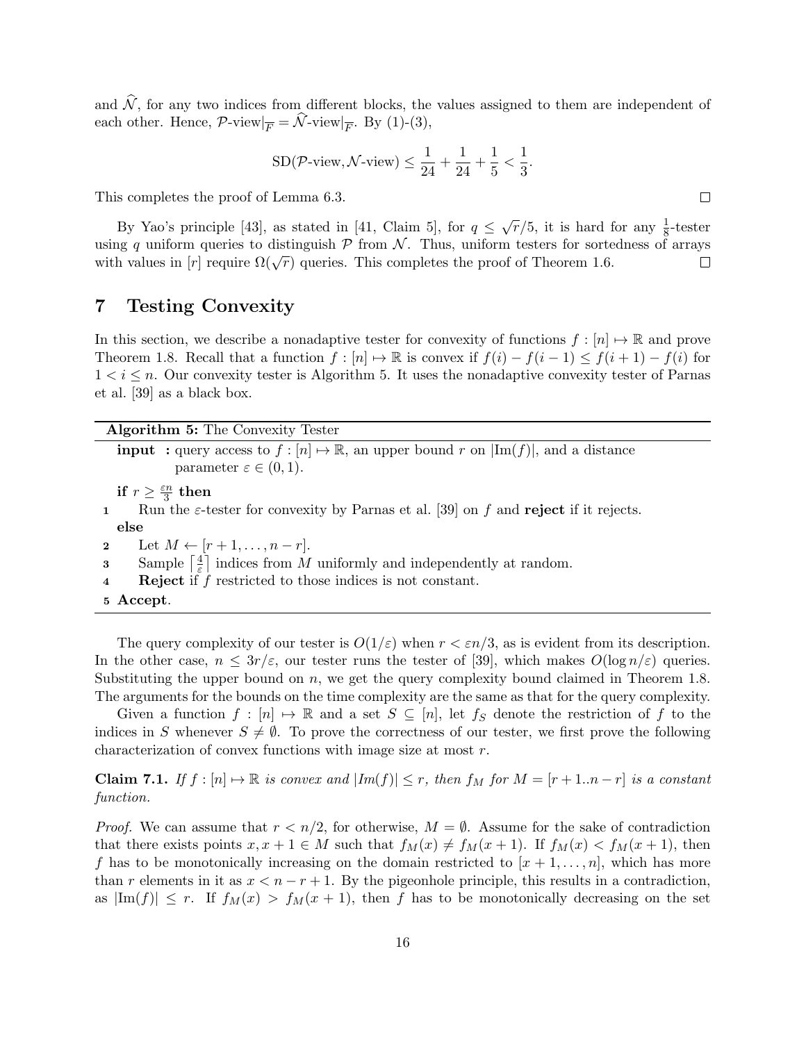and $\widehat{\mathcal{N}}$, for any two indices from different blocks, the values assigned to them are independent of each other. Hence, $\mathcal{P}\text{-view}|_{\overline{F}} = \widehat{\mathcal{N}}\text{-view}|_{\overline{F}}$. By (1)-(3),

$$\text{SD}(\mathcal{P}\text{-view}, \mathcal{N}\text{-view}) \leq \frac{1}{24} + \frac{1}{24} + \frac{1}{5} < \frac{1}{3}.$$

This completes the proof of Lemma 6.3. ∎

By Yao's principle [43], as stated in [41, Claim 5], for $q \leq \sqrt{r}/5$, it is hard for any $\frac{1}{8}$-tester using $q$ uniform queries to distinguish $\mathcal{P}$ from $\mathcal{N}$. Thus, uniform testers for sortedness of arrays with values in $[r]$ require $\Omega(\sqrt{r})$ queries. This completes the proof of Theorem 1.6. ∎

## 7 Testing Convexity

In this section, we describe a nonadaptive tester for convexity of functions $f : [n] \mapsto \mathbb{R}$ and prove Theorem 1.8. Recall that a function $f : [n] \mapsto \mathbb{R}$ is convex if $f(i) - f(i-1) \leq f(i+1) - f(i)$ for $1 < i \leq n$. Our convexity tester is Algorithm 5. It uses the nonadaptive convexity tester of Parnas et al. [39] as a black box.

---

**Algorithm 5:** The Convexity Tester

**input :** query access to $f : [n] \mapsto \mathbb{R}$, an upper bound $r$ on $|\text{Im}(f)|$, and a distance parameter $\varepsilon \in (0, 1)$.

**if** $r \geq \frac{\varepsilon n}{3}$ **then**

1. Run the $\varepsilon$-tester for convexity by Parnas et al. [39] on $f$ and **reject** if it rejects.

**else**

2. Let $M \leftarrow [r+1, \ldots, n-r]$.
3. Sample $\lceil \frac{4}{\varepsilon} \rceil$ indices from $M$ uniformly and independently at random.
4. **Reject** if $f$ restricted to those indices is not constant.
5. **Accept**.

---

The query complexity of our tester is $O(1/\varepsilon)$ when $r < \varepsilon n/3$, as is evident from its description. In the other case, $n \leq 3r/\varepsilon$, our tester runs the tester of [39], which makes $O(\log n/\varepsilon)$ queries. Substituting the upper bound on $n$, we get the query complexity bound claimed in Theorem 1.8. The arguments for the bounds on the time complexity are the same as that for the query complexity.

Given a function $f : [n] \mapsto \mathbb{R}$ and a set $S \subseteq [n]$, let $f_S$ denote the restriction of $f$ to the indices in $S$ whenever $S \neq \emptyset$. To prove the correctness of our tester, we first prove the following characterization of convex functions with image size at most $r$.

**Claim 7.1.** *If $f : [n] \mapsto \mathbb{R}$ is convex and $|Im(f)| \leq r$, then $f_M$ for $M = [r+1..n-r]$ is a constant function.*

*Proof.* We can assume that $r < n/2$, for otherwise, $M = \emptyset$. Assume for the sake of contradiction that there exists points $x, x+1 \in M$ such that $f_M(x) \neq f_M(x+1)$. If $f_M(x) < f_M(x+1)$, then $f$ has to be monotonically increasing on the domain restricted to $[x+1, \ldots, n]$, which has more than $r$ elements in it as $x < n-r+1$. By the pigeonhole principle, this results in a contradiction, as $|\text{Im}(f)| \leq r$. If $f_M(x) > f_M(x+1)$, then $f$ has to be monotonically decreasing on the set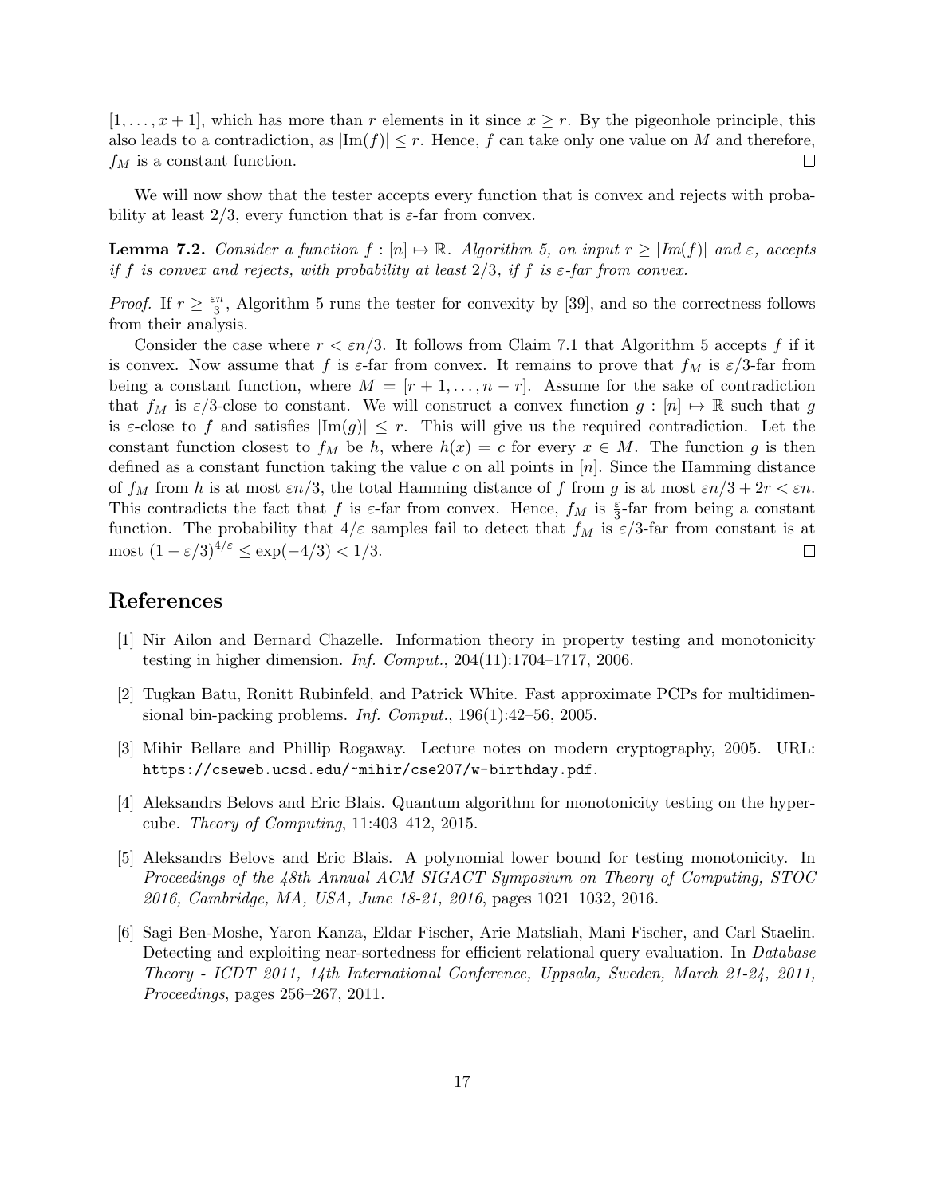$[1, \ldots, x+1]$, which has more than $r$ elements in it since $x \geq r$. By the pigeonhole principle, this also leads to a contradiction, as $|\mathrm{Im}(f)| \leq r$. Hence, $f$ can take only one value on $M$ and therefore, $f_M$ is a constant function. □

We will now show that the tester accepts every function that is convex and rejects with probability at least 2/3, every function that is $\varepsilon$-far from convex.

**Lemma 7.2.** *Consider a function $f : [n] \mapsto \mathbb{R}$. Algorithm 5, on input $r \geq |Im(f)|$ and $\varepsilon$, accepts if $f$ is convex and rejects, with probability at least 2/3, if $f$ is $\varepsilon$-far from convex.*

*Proof.* If $r \geq \frac{\varepsilon n}{3}$, Algorithm 5 runs the tester for convexity by [39], and so the correctness follows from their analysis.

Consider the case where $r < \varepsilon n/3$. It follows from Claim 7.1 that Algorithm 5 accepts $f$ if it is convex. Now assume that $f$ is $\varepsilon$-far from convex. It remains to prove that $f_M$ is $\varepsilon/3$-far from being a constant function, where $M = [r+1, \ldots, n-r]$. Assume for the sake of contradiction that $f_M$ is $\varepsilon/3$-close to constant. We will construct a convex function $g : [n] \mapsto \mathbb{R}$ such that $g$ is $\varepsilon$-close to $f$ and satisfies $|\mathrm{Im}(g)| \leq r$. This will give us the required contradiction. Let the constant function closest to $f_M$ be $h$, where $h(x) = c$ for every $x \in M$. The function $g$ is then defined as a constant function taking the value $c$ on all points in $[n]$. Since the Hamming distance of $f_M$ from $h$ is at most $\varepsilon n/3$, the total Hamming distance of $f$ from $g$ is at most $\varepsilon n/3 + 2r < \varepsilon n$. This contradicts the fact that $f$ is $\varepsilon$-far from convex. Hence, $f_M$ is $\frac{\varepsilon}{3}$-far from being a constant function. The probability that $4/\varepsilon$ samples fail to detect that $f_M$ is $\varepsilon/3$-far from constant is at most $(1 - \varepsilon/3)^{4/\varepsilon} \leq \exp(-4/3) < 1/3$. □

## References

[1] Nir Ailon and Bernard Chazelle. Information theory in property testing and monotonicity testing in higher dimension. *Inf. Comput.*, 204(11):1704–1717, 2006.

[2] Tugkan Batu, Ronitt Rubinfeld, and Patrick White. Fast approximate PCPs for multidimensional bin-packing problems. *Inf. Comput.*, 196(1):42–56, 2005.

[3] Mihir Bellare and Phillip Rogaway. Lecture notes on modern cryptography, 2005. URL: https://cseweb.ucsd.edu/~mihir/cse207/w-birthday.pdf.

[4] Aleksandrs Belovs and Eric Blais. Quantum algorithm for monotonicity testing on the hypercube. *Theory of Computing*, 11:403–412, 2015.

[5] Aleksandrs Belovs and Eric Blais. A polynomial lower bound for testing monotonicity. In *Proceedings of the 48th Annual ACM SIGACT Symposium on Theory of Computing, STOC 2016, Cambridge, MA, USA, June 18-21, 2016*, pages 1021–1032, 2016.

[6] Sagi Ben-Moshe, Yaron Kanza, Eldar Fischer, Arie Matsliah, Mani Fischer, and Carl Staelin. Detecting and exploiting near-sortedness for efficient relational query evaluation. In *Database Theory - ICDT 2011, 14th International Conference, Uppsala, Sweden, March 21-24, 2011, Proceedings*, pages 256–267, 2011.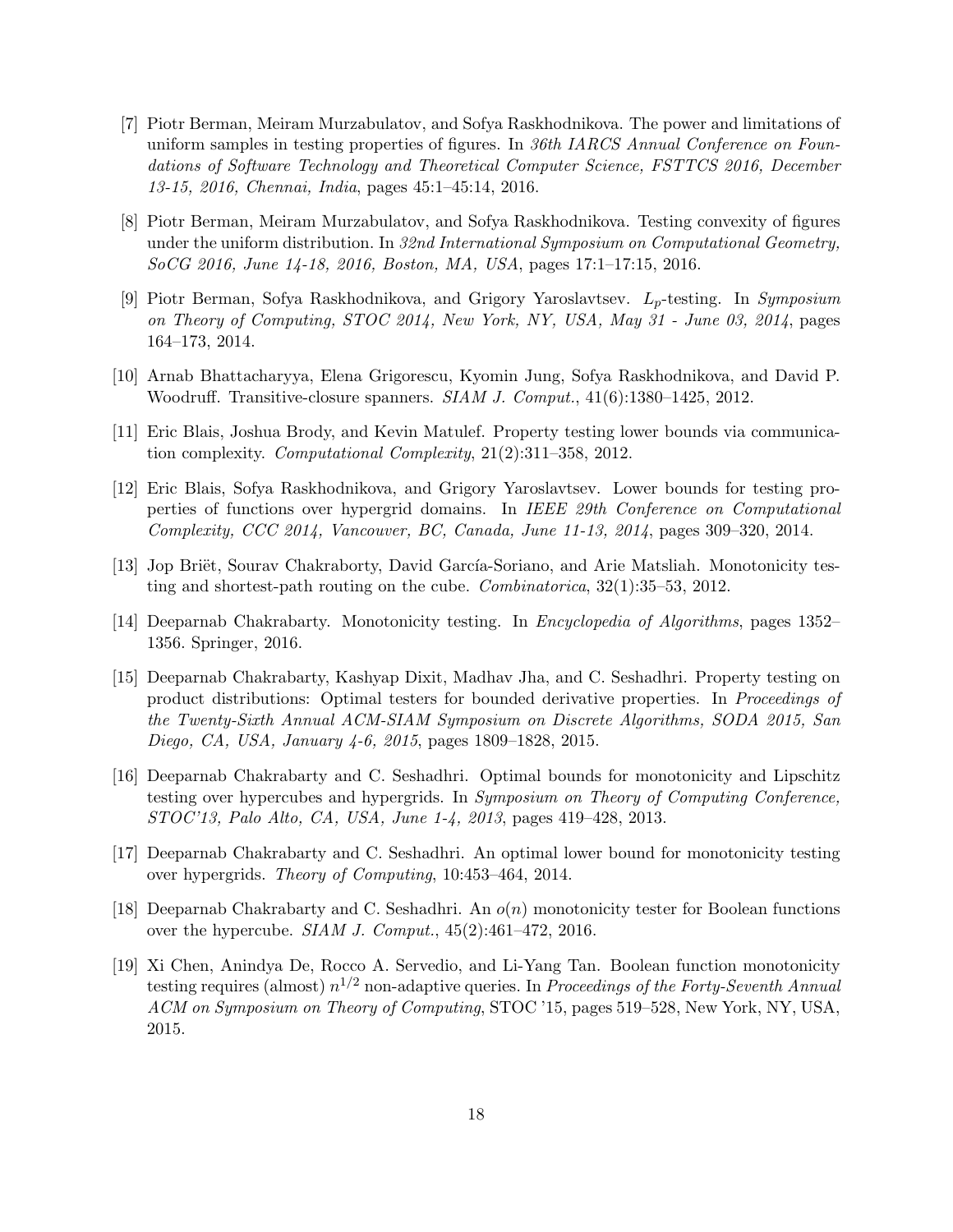[7] Piotr Berman, Meiram Murzabulatov, and Sofya Raskhodnikova. The power and limitations of uniform samples in testing properties of figures. In *36th IARCS Annual Conference on Foundations of Software Technology and Theoretical Computer Science, FSTTCS 2016, December 13-15, 2016, Chennai, India*, pages 45:1–45:14, 2016.

[8] Piotr Berman, Meiram Murzabulatov, and Sofya Raskhodnikova. Testing convexity of figures under the uniform distribution. In *32nd International Symposium on Computational Geometry, SoCG 2016, June 14-18, 2016, Boston, MA, USA*, pages 17:1–17:15, 2016.

[9] Piotr Berman, Sofya Raskhodnikova, and Grigory Yaroslavtsev. $L_p$-testing. In *Symposium on Theory of Computing, STOC 2014, New York, NY, USA, May 31 - June 03, 2014*, pages 164–173, 2014.

[10] Arnab Bhattacharyya, Elena Grigorescu, Kyomin Jung, Sofya Raskhodnikova, and David P. Woodruff. Transitive-closure spanners. *SIAM J. Comput.*, 41(6):1380–1425, 2012.

[11] Eric Blais, Joshua Brody, and Kevin Matulef. Property testing lower bounds via communication complexity. *Computational Complexity*, 21(2):311–358, 2012.

[12] Eric Blais, Sofya Raskhodnikova, and Grigory Yaroslavtsev. Lower bounds for testing properties of functions over hypergrid domains. In *IEEE 29th Conference on Computational Complexity, CCC 2014, Vancouver, BC, Canada, June 11-13, 2014*, pages 309–320, 2014.

[13] Jop Briët, Sourav Chakraborty, David García-Soriano, and Arie Matsliah. Monotonicity testing and shortest-path routing on the cube. *Combinatorica*, 32(1):35–53, 2012.

[14] Deeparnab Chakrabarty. Monotonicity testing. In *Encyclopedia of Algorithms*, pages 1352–1356. Springer, 2016.

[15] Deeparnab Chakrabarty, Kashyap Dixit, Madhav Jha, and C. Seshadhri. Property testing on product distributions: Optimal testers for bounded derivative properties. In *Proceedings of the Twenty-Sixth Annual ACM-SIAM Symposium on Discrete Algorithms, SODA 2015, San Diego, CA, USA, January 4-6, 2015*, pages 1809–1828, 2015.

[16] Deeparnab Chakrabarty and C. Seshadhri. Optimal bounds for monotonicity and Lipschitz testing over hypercubes and hypergrids. In *Symposium on Theory of Computing Conference, STOC'13, Palo Alto, CA, USA, June 1-4, 2013*, pages 419–428, 2013.

[17] Deeparnab Chakrabarty and C. Seshadhri. An optimal lower bound for monotonicity testing over hypergrids. *Theory of Computing*, 10:453–464, 2014.

[18] Deeparnab Chakrabarty and C. Seshadhri. An $o(n)$ monotonicity tester for Boolean functions over the hypercube. *SIAM J. Comput.*, 45(2):461–472, 2016.

[19] Xi Chen, Anindya De, Rocco A. Servedio, and Li-Yang Tan. Boolean function monotonicity testing requires (almost) $n^{1/2}$ non-adaptive queries. In *Proceedings of the Forty-Seventh Annual ACM on Symposium on Theory of Computing*, STOC '15, pages 519–528, New York, NY, USA, 2015.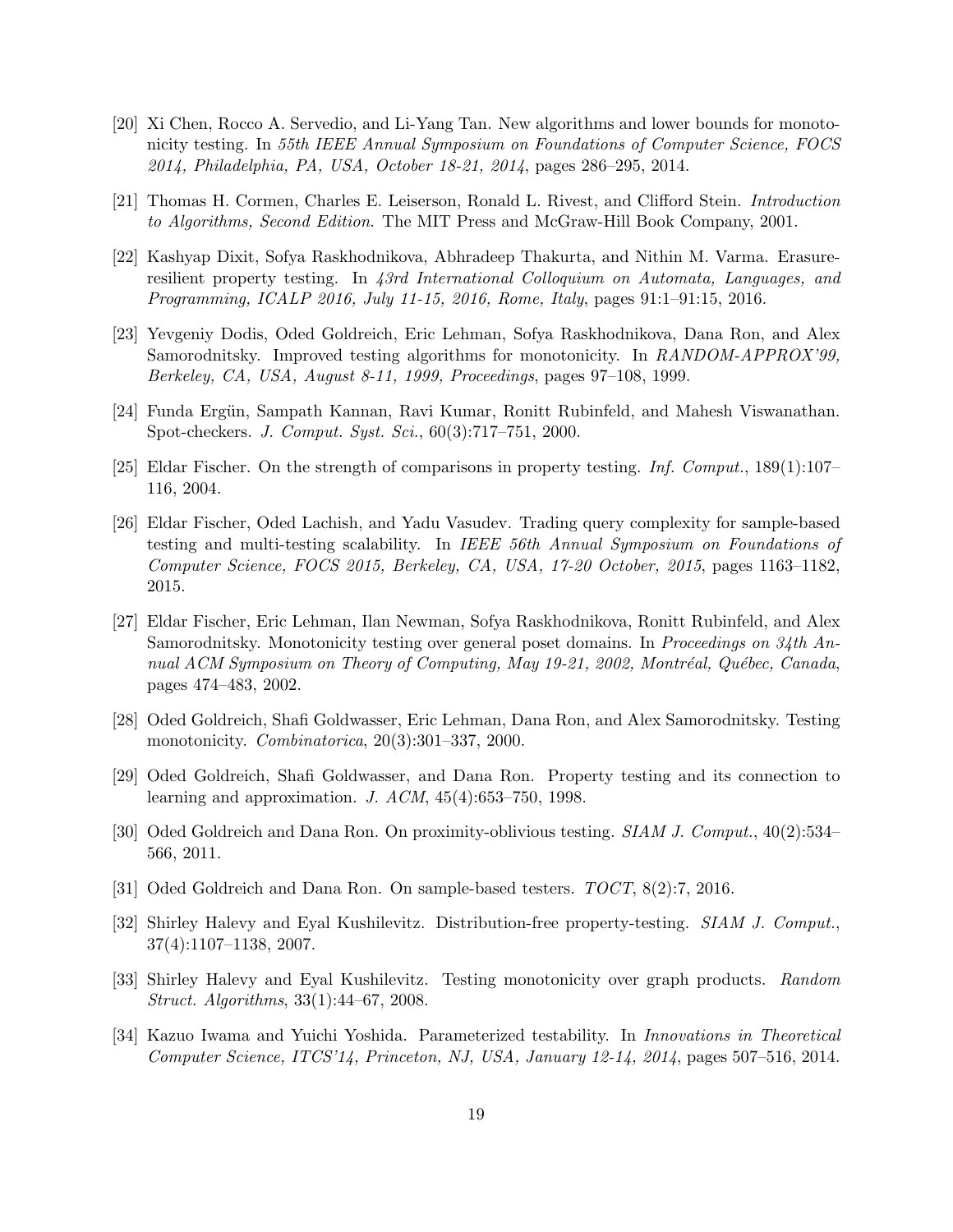[20] Xi Chen, Rocco A. Servedio, and Li-Yang Tan. New algorithms and lower bounds for monotonicity testing. In *55th IEEE Annual Symposium on Foundations of Computer Science, FOCS 2014, Philadelphia, PA, USA, October 18-21, 2014*, pages 286–295, 2014.

[21] Thomas H. Cormen, Charles E. Leiserson, Ronald L. Rivest, and Clifford Stein. *Introduction to Algorithms, Second Edition*. The MIT Press and McGraw-Hill Book Company, 2001.

[22] Kashyap Dixit, Sofya Raskhodnikova, Abhradeep Thakurta, and Nithin M. Varma. Erasure-resilient property testing. In *43rd International Colloquium on Automata, Languages, and Programming, ICALP 2016, July 11-15, 2016, Rome, Italy*, pages 91:1–91:15, 2016.

[23] Yevgeniy Dodis, Oded Goldreich, Eric Lehman, Sofya Raskhodnikova, Dana Ron, and Alex Samorodnitsky. Improved testing algorithms for monotonicity. In *RANDOM-APPROX'99, Berkeley, CA, USA, August 8-11, 1999, Proceedings*, pages 97–108, 1999.

[24] Funda Ergün, Sampath Kannan, Ravi Kumar, Ronitt Rubinfeld, and Mahesh Viswanathan. Spot-checkers. *J. Comput. Syst. Sci.*, 60(3):717–751, 2000.

[25] Eldar Fischer. On the strength of comparisons in property testing. *Inf. Comput.*, 189(1):107–116, 2004.

[26] Eldar Fischer, Oded Lachish, and Yadu Vasudev. Trading query complexity for sample-based testing and multi-testing scalability. In *IEEE 56th Annual Symposium on Foundations of Computer Science, FOCS 2015, Berkeley, CA, USA, 17-20 October, 2015*, pages 1163–1182, 2015.

[27] Eldar Fischer, Eric Lehman, Ilan Newman, Sofya Raskhodnikova, Ronitt Rubinfeld, and Alex Samorodnitsky. Monotonicity testing over general poset domains. In *Proceedings on 34th Annual ACM Symposium on Theory of Computing, May 19-21, 2002, Montréal, Québec, Canada*, pages 474–483, 2002.

[28] Oded Goldreich, Shafi Goldwasser, Eric Lehman, Dana Ron, and Alex Samorodnitsky. Testing monotonicity. *Combinatorica*, 20(3):301–337, 2000.

[29] Oded Goldreich, Shafi Goldwasser, and Dana Ron. Property testing and its connection to learning and approximation. *J. ACM*, 45(4):653–750, 1998.

[30] Oded Goldreich and Dana Ron. On proximity-oblivious testing. *SIAM J. Comput.*, 40(2):534–566, 2011.

[31] Oded Goldreich and Dana Ron. On sample-based testers. *TOCT*, 8(2):7, 2016.

[32] Shirley Halevy and Eyal Kushilevitz. Distribution-free property-testing. *SIAM J. Comput.*, 37(4):1107–1138, 2007.

[33] Shirley Halevy and Eyal Kushilevitz. Testing monotonicity over graph products. *Random Struct. Algorithms*, 33(1):44–67, 2008.

[34] Kazuo Iwama and Yuichi Yoshida. Parameterized testability. In *Innovations in Theoretical Computer Science, ITCS'14, Princeton, NJ, USA, January 12-14, 2014*, pages 507–516, 2014.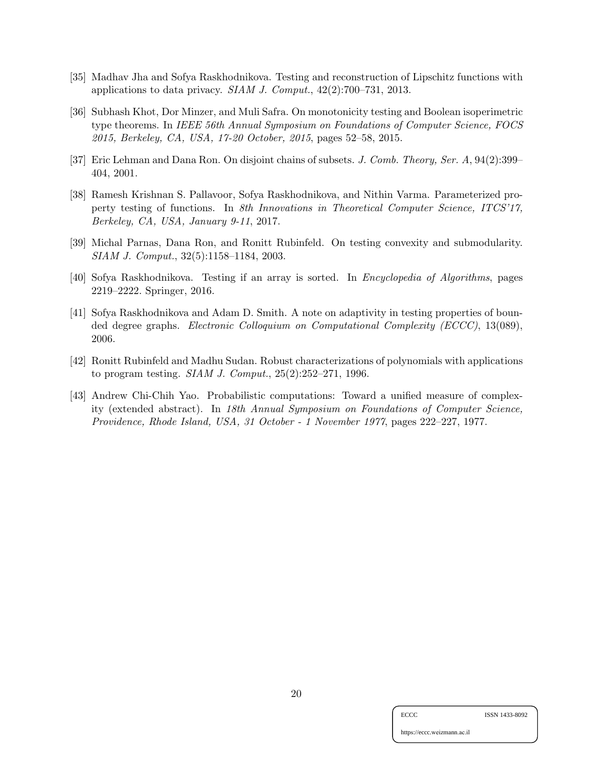[35] Madhav Jha and Sofya Raskhodnikova. Testing and reconstruction of Lipschitz functions with applications to data privacy. *SIAM J. Comput.*, 42(2):700–731, 2013.

[36] Subhash Khot, Dor Minzer, and Muli Safra. On monotonicity testing and Boolean isoperimetric type theorems. In *IEEE 56th Annual Symposium on Foundations of Computer Science, FOCS 2015, Berkeley, CA, USA, 17-20 October, 2015*, pages 52–58, 2015.

[37] Eric Lehman and Dana Ron. On disjoint chains of subsets. *J. Comb. Theory, Ser. A*, 94(2):399–404, 2001.

[38] Ramesh Krishnan S. Pallavoor, Sofya Raskhodnikova, and Nithin Varma. Parameterized property testing of functions. In *8th Innovations in Theoretical Computer Science, ITCS'17, Berkeley, CA, USA, January 9-11*, 2017.

[39] Michal Parnas, Dana Ron, and Ronitt Rubinfeld. On testing convexity and submodularity. *SIAM J. Comput.*, 32(5):1158–1184, 2003.

[40] Sofya Raskhodnikova. Testing if an array is sorted. In *Encyclopedia of Algorithms*, pages 2219–2222. Springer, 2016.

[41] Sofya Raskhodnikova and Adam D. Smith. A note on adaptivity in testing properties of bounded degree graphs. *Electronic Colloquium on Computational Complexity (ECCC)*, 13(089), 2006.

[42] Ronitt Rubinfeld and Madhu Sudan. Robust characterizations of polynomials with applications to program testing. *SIAM J. Comput.*, 25(2):252–271, 1996.

[43] Andrew Chi-Chih Yao. Probabilistic computations: Toward a unified measure of complexity (extended abstract). In *18th Annual Symposium on Foundations of Computer Science, Providence, Rhode Island, USA, 31 October - 1 November 1977*, pages 222–227, 1977.

ECCC ISSN 1433-8092

https://eccc.weizmann.ac.il